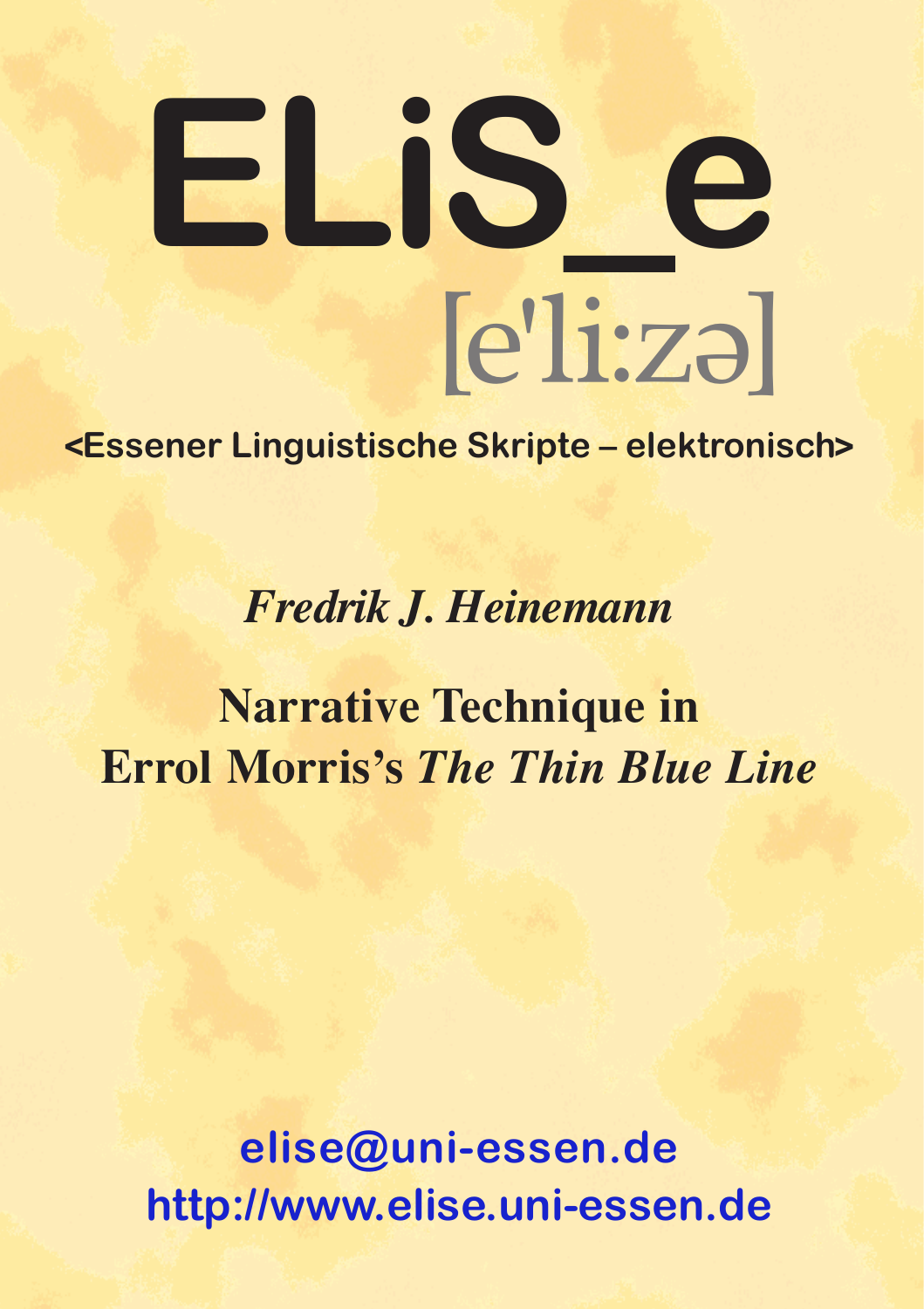# ELiS_e

[e'li:zə]

<Essener Linguistische Skripte – elektronisch>

*Fredrik J. Heinemann*

## Narrative Technique in Errol Morris's *The Thin Blue Line*

elise@uni-essen.de

http://www.elise.uni-essen.de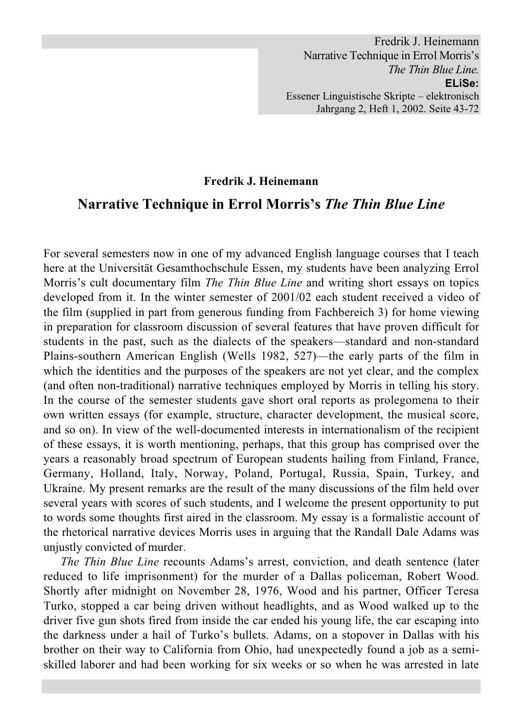**Fredrik J. Heinemann**

# Narrative Technique in Errol Morris's *The Thin Blue Line*

For several semesters now in one of my advanced English language courses that I teach here at the Universität Gesamthochschule Essen, my students have been analyzing Errol Morris's cult documentary film *The Thin Blue Line* and writing short essays on topics developed from it. In the winter semester of 2001/02 each student received a video of the film (supplied in part from generous funding from Fachbereich 3) for home viewing in preparation for classroom discussion of several features that have proven difficult for students in the past, such as the dialects of the speakers—standard and non-standard Plains-southern American English (Wells 1982, 527)—the early parts of the film in which the identities and the purposes of the speakers are not yet clear, and the complex (and often non-traditional) narrative techniques employed by Morris in telling his story. In the course of the semester students gave short oral reports as prolegomena to their own written essays (for example, structure, character development, the musical score, and so on). In view of the well-documented interests in internationalism of the recipient of these essays, it is worth mentioning, perhaps, that this group has comprised over the years a reasonably broad spectrum of European students hailing from Finland, France, Germany, Holland, Italy, Norway, Poland, Portugal, Russia, Spain, Turkey, and Ukraine. My present remarks are the result of the many discussions of the film held over several years with scores of such students, and I welcome the present opportunity to put to words some thoughts first aired in the classroom. My essay is a formalistic account of the rhetorical narrative devices Morris uses in arguing that the Randall Dale Adams was unjustly convicted of murder.

*The Thin Blue Line* recounts Adams's arrest, conviction, and death sentence (later reduced to life imprisonment) for the murder of a Dallas policeman, Robert Wood. Shortly after midnight on November 28, 1976, Wood and his partner, Officer Teresa Turko, stopped a car being driven without headlights, and as Wood walked up to the driver five gun shots fired from inside the car ended his young life, the car escaping into the darkness under a hail of Turko's bullets. Adams, on a stopover in Dallas with his brother on their way to California from Ohio, had unexpectedly found a job as a semi-skilled laborer and had been working for six weeks or so when he was arrested in late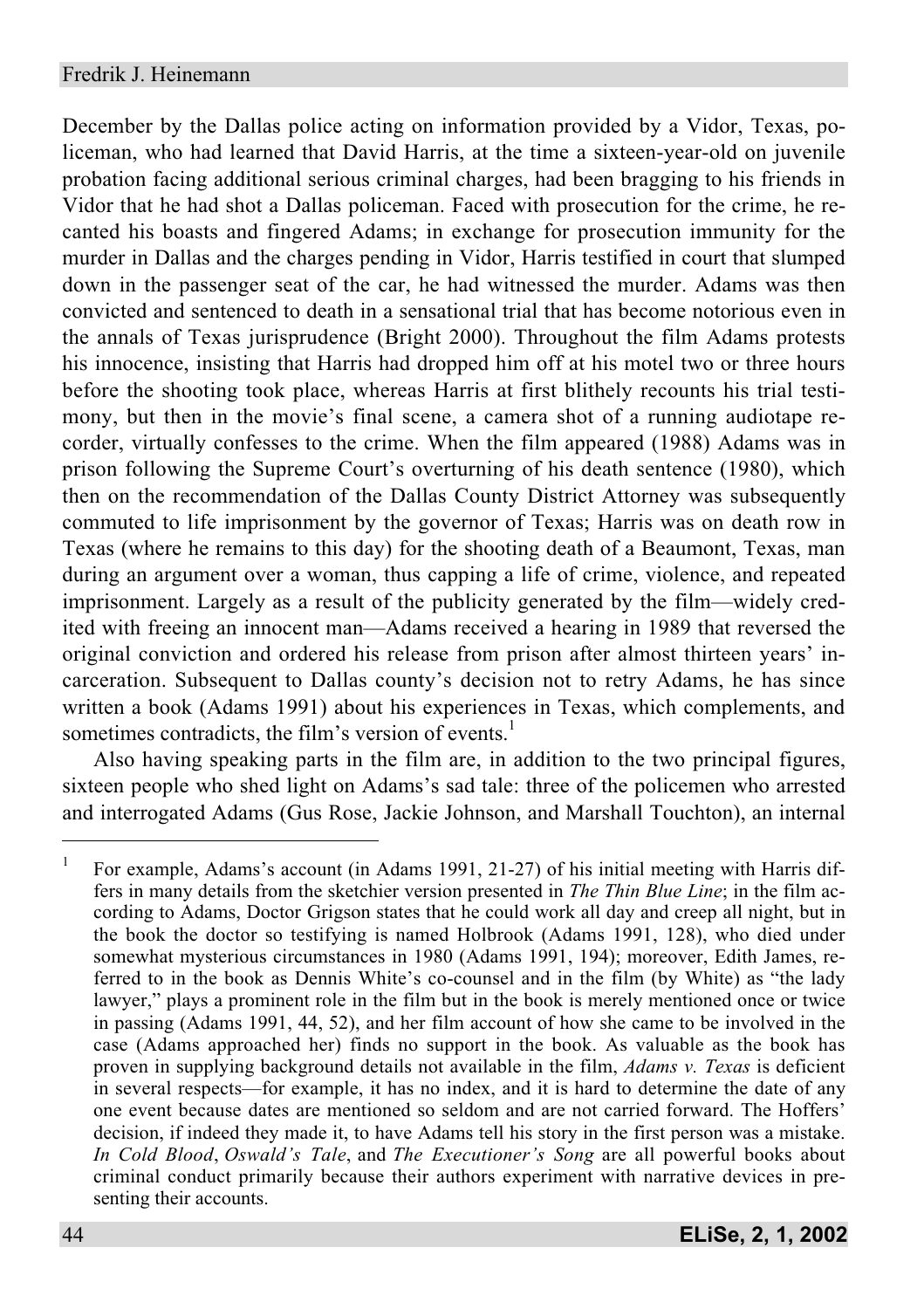December by the Dallas police acting on information provided by a Vidor, Texas, policeman, who had learned that David Harris, at the time a sixteen-year-old on juvenile probation facing additional serious criminal charges, had been bragging to his friends in Vidor that he had shot a Dallas policeman. Faced with prosecution for the crime, he recanted his boasts and fingered Adams; in exchange for prosecution immunity for the murder in Dallas and the charges pending in Vidor, Harris testified in court that slumped down in the passenger seat of the car, he had witnessed the murder. Adams was then convicted and sentenced to death in a sensational trial that has become notorious even in the annals of Texas jurisprudence (Bright 2000). Throughout the film Adams protests his innocence, insisting that Harris had dropped him off at his motel two or three hours before the shooting took place, whereas Harris at first blithely recounts his trial testimony, but then in the movie's final scene, a camera shot of a running audiotape recorder, virtually confesses to the crime. When the film appeared (1988) Adams was in prison following the Supreme Court's overturning of his death sentence (1980), which then on the recommendation of the Dallas County District Attorney was subsequently commuted to life imprisonment by the governor of Texas; Harris was on death row in Texas (where he remains to this day) for the shooting death of a Beaumont, Texas, man during an argument over a woman, thus capping a life of crime, violence, and repeated imprisonment. Largely as a result of the publicity generated by the film—widely credited with freeing an innocent man—Adams received a hearing in 1989 that reversed the original conviction and ordered his release from prison after almost thirteen years' incarceration. Subsequent to Dallas county's decision not to retry Adams, he has since written a book (Adams 1991) about his experiences in Texas, which complements, and sometimes contradicts, the film's version of events.[1]

Also having speaking parts in the film are, in addition to the two principal figures, sixteen people who shed light on Adams's sad tale: three of the policemen who arrested and interrogated Adams (Gus Rose, Jackie Johnson, and Marshall Touchton), an internal

---

[1] For example, Adams's account (in Adams 1991, 21-27) of his initial meeting with Harris differs in many details from the sketchier version presented in *The Thin Blue Line*; in the film according to Adams, Doctor Grigson states that he could work all day and creep all night, but in the book the doctor so testifying is named Holbrook (Adams 1991, 128), who died under somewhat mysterious circumstances in 1980 (Adams 1991, 194); moreover, Edith James, referred to in the book as Dennis White's co-counsel and in the film (by White) as "the lady lawyer," plays a prominent role in the film but in the book is merely mentioned once or twice in passing (Adams 1991, 44, 52), and her film account of how she came to be involved in the case (Adams approached her) finds no support in the book. As valuable as the book has proven in supplying background details not available in the film, *Adams v. Texas* is deficient in several respects—for example, it has no index, and it is hard to determine the date of any one event because dates are mentioned so seldom and are not carried forward. The Hoffers' decision, if indeed they made it, to have Adams tell his story in the first person was a mistake. *In Cold Blood*, *Oswald's Tale*, and *The Executioner's Song* are all powerful books about criminal conduct primarily because their authors experiment with narrative devices in presenting their accounts.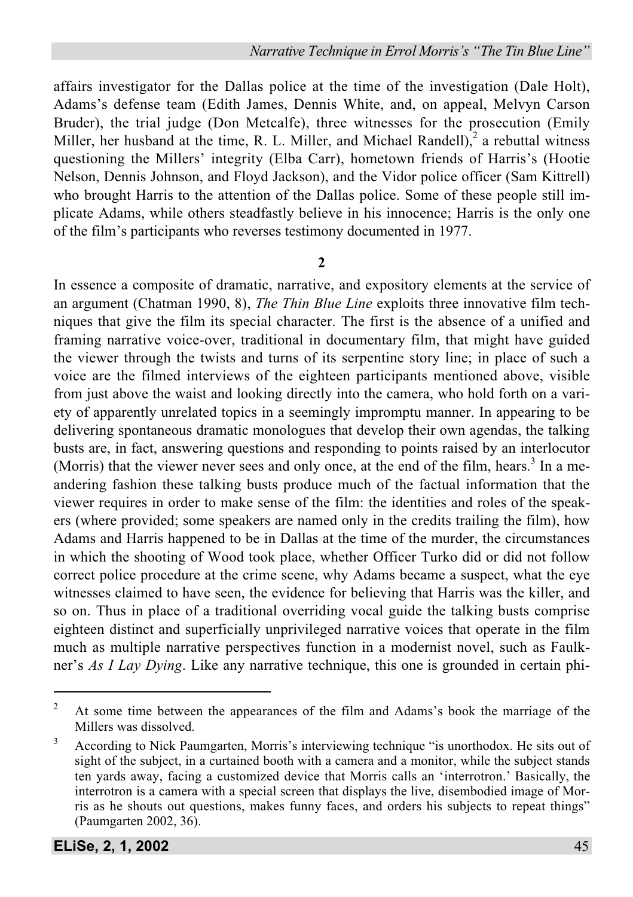affairs investigator for the Dallas police at the time of the investigation (Dale Holt), Adams's defense team (Edith James, Dennis White, and, on appeal, Melvyn Carson Bruder), the trial judge (Don Metcalfe), three witnesses for the prosecution (Emily Miller, her husband at the time, R. L. Miller, and Michael Randell),[2] a rebuttal witness questioning the Millers' integrity (Elba Carr), hometown friends of Harris's (Hootie Nelson, Dennis Johnson, and Floyd Jackson), and the Vidor police officer (Sam Kittrell) who brought Harris to the attention of the Dallas police. Some of these people still implicate Adams, while others steadfastly believe in his innocence; Harris is the only one of the film's participants who reverses testimony documented in 1977.

## 2

In essence a composite of dramatic, narrative, and expository elements at the service of an argument (Chatman 1990, 8), *The Thin Blue Line* exploits three innovative film techniques that give the film its special character. The first is the absence of a unified and framing narrative voice-over, traditional in documentary film, that might have guided the viewer through the twists and turns of its serpentine story line; in place of such a voice are the filmed interviews of the eighteen participants mentioned above, visible from just above the waist and looking directly into the camera, who hold forth on a variety of apparently unrelated topics in a seemingly impromptu manner. In appearing to be delivering spontaneous dramatic monologues that develop their own agendas, the talking busts are, in fact, answering questions and responding to points raised by an interlocutor (Morris) that the viewer never sees and only once, at the end of the film, hears.[3] In a meandering fashion these talking busts produce much of the factual information that the viewer requires in order to make sense of the film: the identities and roles of the speakers (where provided; some speakers are named only in the credits trailing the film), how Adams and Harris happened to be in Dallas at the time of the murder, the circumstances in which the shooting of Wood took place, whether Officer Turko did or did not follow correct police procedure at the crime scene, why Adams became a suspect, what the eye witnesses claimed to have seen, the evidence for believing that Harris was the killer, and so on. Thus in place of a traditional overriding vocal guide the talking busts comprise eighteen distinct and superficially unprivileged narrative voices that operate in the film much as multiple narrative perspectives function in a modernist novel, such as Faulkner's *As I Lay Dying*. Like any narrative technique, this one is grounded in certain phi-

---

[2] At some time between the appearances of the film and Adams's book the marriage of the Millers was dissolved.

[3] According to Nick Paumgarten, Morris's interviewing technique "is unorthodox. He sits out of sight of the subject, in a curtained booth with a camera and a monitor, while the subject stands ten yards away, facing a customized device that Morris calls an 'interrotron.' Basically, the interrotron is a camera with a special screen that displays the live, disembodied image of Morris as he shouts out questions, makes funny faces, and orders his subjects to repeat things" (Paumgarten 2002, 36).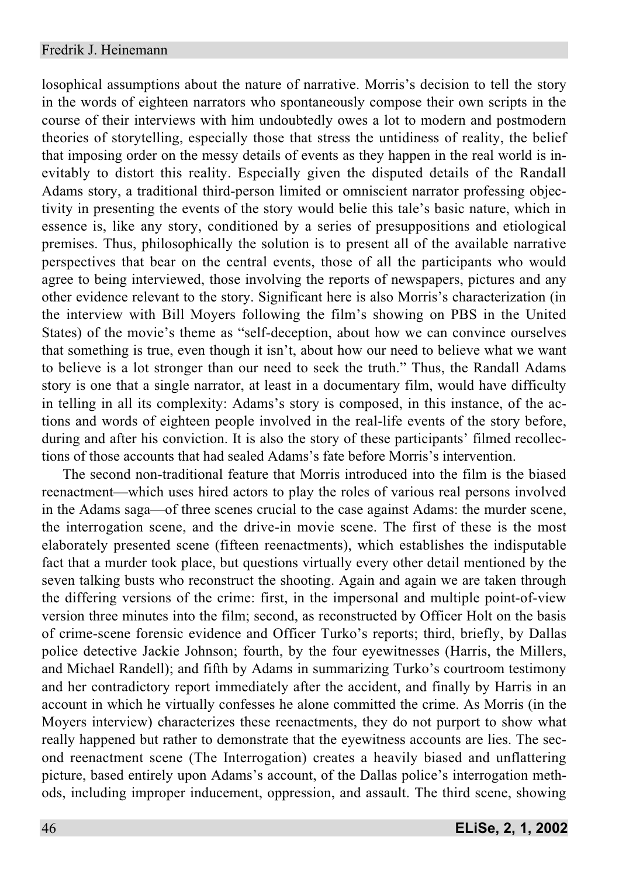losophical assumptions about the nature of narrative. Morris's decision to tell the story in the words of eighteen narrators who spontaneously compose their own scripts in the course of their interviews with him undoubtedly owes a lot to modern and postmodern theories of storytelling, especially those that stress the untidiness of reality, the belief that imposing order on the messy details of events as they happen in the real world is inevitably to distort this reality. Especially given the disputed details of the Randall Adams story, a traditional third-person limited or omniscient narrator professing objectivity in presenting the events of the story would belie this tale's basic nature, which in essence is, like any story, conditioned by a series of presuppositions and etiological premises. Thus, philosophically the solution is to present all of the available narrative perspectives that bear on the central events, those of all the participants who would agree to being interviewed, those involving the reports of newspapers, pictures and any other evidence relevant to the story. Significant here is also Morris's characterization (in the interview with Bill Moyers following the film's showing on PBS in the United States) of the movie's theme as "self-deception, about how we can convince ourselves that something is true, even though it isn't, about how our need to believe what we want to believe is a lot stronger than our need to seek the truth." Thus, the Randall Adams story is one that a single narrator, at least in a documentary film, would have difficulty in telling in all its complexity: Adams's story is composed, in this instance, of the actions and words of eighteen people involved in the real-life events of the story before, during and after his conviction. It is also the story of these participants' filmed recollections of those accounts that had sealed Adams's fate before Morris's intervention.

The second non-traditional feature that Morris introduced into the film is the biased reenactment—which uses hired actors to play the roles of various real persons involved in the Adams saga—of three scenes crucial to the case against Adams: the murder scene, the interrogation scene, and the drive-in movie scene. The first of these is the most elaborately presented scene (fifteen reenactments), which establishes the indisputable fact that a murder took place, but questions virtually every other detail mentioned by the seven talking busts who reconstruct the shooting. Again and again we are taken through the differing versions of the crime: first, in the impersonal and multiple point-of-view version three minutes into the film; second, as reconstructed by Officer Holt on the basis of crime-scene forensic evidence and Officer Turko's reports; third, briefly, by Dallas police detective Jackie Johnson; fourth, by the four eyewitnesses (Harris, the Millers, and Michael Randell); and fifth by Adams in summarizing Turko's courtroom testimony and her contradictory report immediately after the accident, and finally by Harris in an account in which he virtually confesses he alone committed the crime. As Morris (in the Moyers interview) characterizes these reenactments, they do not purport to show what really happened but rather to demonstrate that the eyewitness accounts are lies. The second reenactment scene (The Interrogation) creates a heavily biased and unflattering picture, based entirely upon Adams's account, of the Dallas police's interrogation methods, including improper inducement, oppression, and assault. The third scene, showing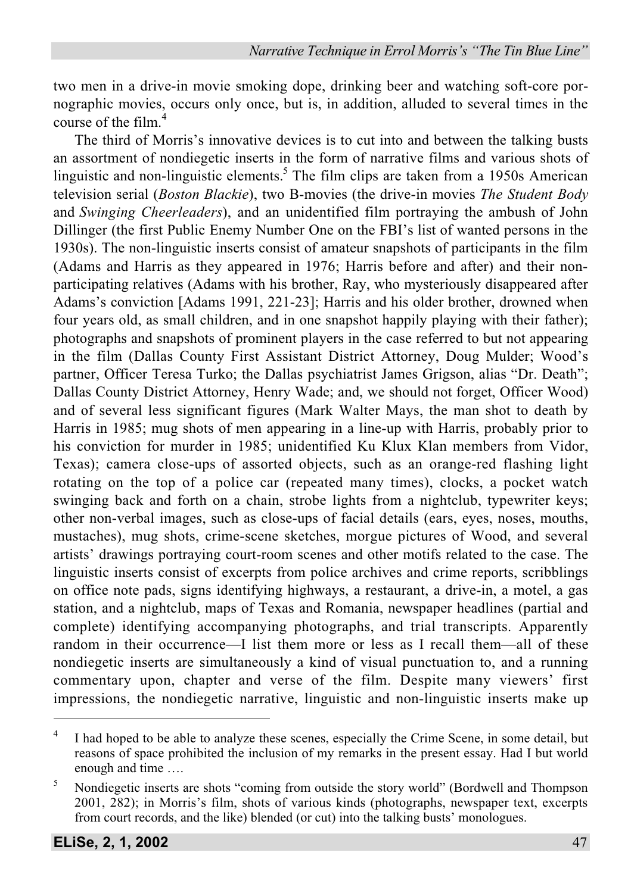two men in a drive-in movie smoking dope, drinking beer and watching soft-core pornographic movies, occurs only once, but is, in addition, alluded to several times in the course of the film.[4]

The third of Morris's innovative devices is to cut into and between the talking busts an assortment of nondiegetic inserts in the form of narrative films and various shots of linguistic and non-linguistic elements.[5] The film clips are taken from a 1950s American television serial (*Boston Blackie*), two B-movies (the drive-in movies *The Student Body* and *Swinging Cheerleaders*), and an unidentified film portraying the ambush of John Dillinger (the first Public Enemy Number One on the FBI's list of wanted persons in the 1930s). The non-linguistic inserts consist of amateur snapshots of participants in the film (Adams and Harris as they appeared in 1976; Harris before and after) and their non-participating relatives (Adams with his brother, Ray, who mysteriously disappeared after Adams's conviction [Adams 1991, 221-23]; Harris and his older brother, drowned when four years old, as small children, and in one snapshot happily playing with their father); photographs and snapshots of prominent players in the case referred to but not appearing in the film (Dallas County First Assistant District Attorney, Doug Mulder; Wood's partner, Officer Teresa Turko; the Dallas psychiatrist James Grigson, alias "Dr. Death"; Dallas County District Attorney, Henry Wade; and, we should not forget, Officer Wood) and of several less significant figures (Mark Walter Mays, the man shot to death by Harris in 1985; mug shots of men appearing in a line-up with Harris, probably prior to his conviction for murder in 1985; unidentified Ku Klux Klan members from Vidor, Texas); camera close-ups of assorted objects, such as an orange-red flashing light rotating on the top of a police car (repeated many times), clocks, a pocket watch swinging back and forth on a chain, strobe lights from a nightclub, typewriter keys; other non-verbal images, such as close-ups of facial details (ears, eyes, noses, mouths, mustaches), mug shots, crime-scene sketches, morgue pictures of Wood, and several artists' drawings portraying court-room scenes and other motifs related to the case. The linguistic inserts consist of excerpts from police archives and crime reports, scribblings on office note pads, signs identifying highways, a restaurant, a drive-in, a motel, a gas station, and a nightclub, maps of Texas and Romania, newspaper headlines (partial and complete) identifying accompanying photographs, and trial transcripts. Apparently random in their occurrence—I list them more or less as I recall them—all of these nondiegetic inserts are simultaneously a kind of visual punctuation to, and a running commentary upon, chapter and verse of the film. Despite many viewers' first impressions, the nondiegetic narrative, linguistic and non-linguistic inserts make up

---

[4] I had hoped to be able to analyze these scenes, especially the Crime Scene, in some detail, but reasons of space prohibited the inclusion of my remarks in the present essay. Had I but world enough and time ….

[5] Nondiegetic inserts are shots "coming from outside the story world" (Bordwell and Thompson 2001, 282); in Morris's film, shots of various kinds (photographs, newspaper text, excerpts from court records, and the like) blended (or cut) into the talking busts' monologues.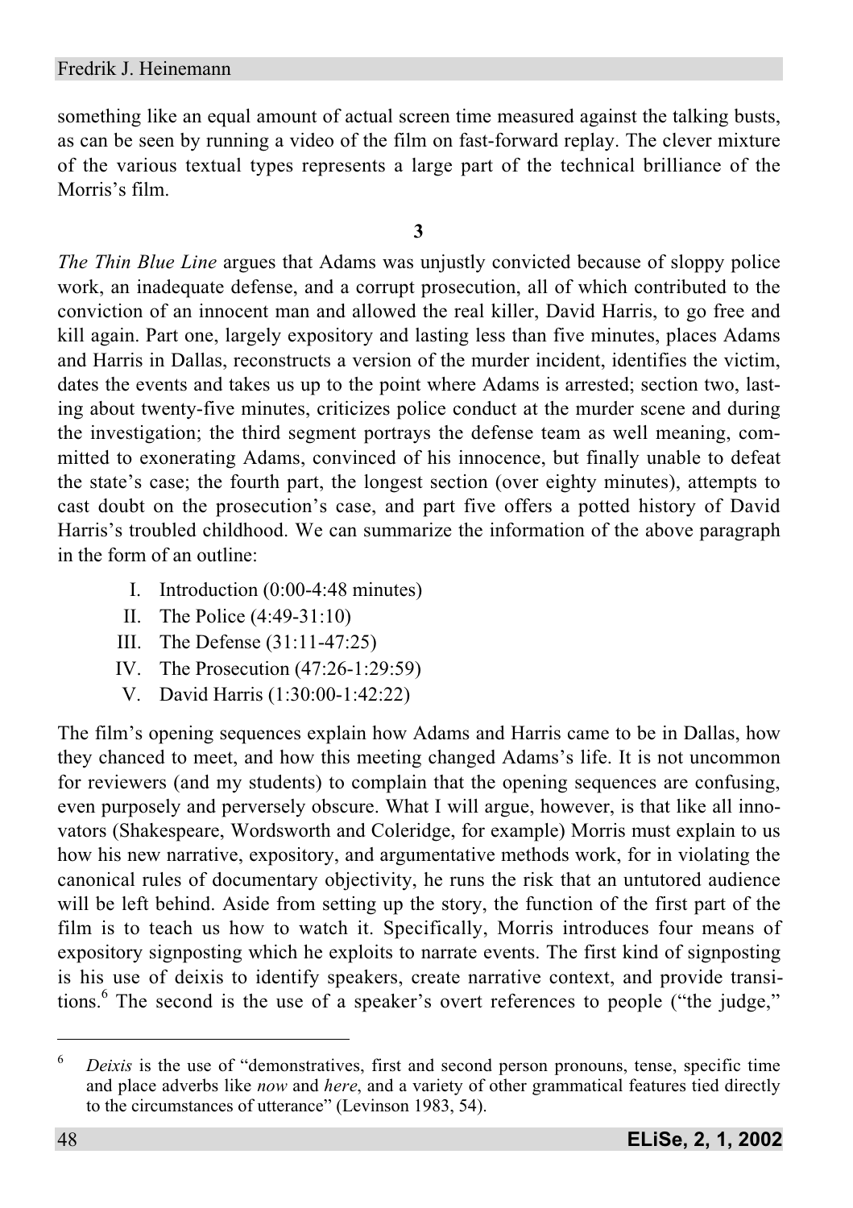something like an equal amount of actual screen time measured against the talking busts, as can be seen by running a video of the film on fast-forward replay. The clever mixture of the various textual types represents a large part of the technical brilliance of the Morris's film.

## 3

*The Thin Blue Line* argues that Adams was unjustly convicted because of sloppy police work, an inadequate defense, and a corrupt prosecution, all of which contributed to the conviction of an innocent man and allowed the real killer, David Harris, to go free and kill again. Part one, largely expository and lasting less than five minutes, places Adams and Harris in Dallas, reconstructs a version of the murder incident, identifies the victim, dates the events and takes us up to the point where Adams is arrested; section two, lasting about twenty-five minutes, criticizes police conduct at the murder scene and during the investigation; the third segment portrays the defense team as well meaning, committed to exonerating Adams, convinced of his innocence, but finally unable to defeat the state's case; the fourth part, the longest section (over eighty minutes), attempts to cast doubt on the prosecution's case, and part five offers a potted history of David Harris's troubled childhood. We can summarize the information of the above paragraph in the form of an outline:

I. Introduction (0:00-4:48 minutes)
II. The Police (4:49-31:10)
III. The Defense (31:11-47:25)
IV. The Prosecution (47:26-1:29:59)
V. David Harris (1:30:00-1:42:22)

The film's opening sequences explain how Adams and Harris came to be in Dallas, how they chanced to meet, and how this meeting changed Adams's life. It is not uncommon for reviewers (and my students) to complain that the opening sequences are confusing, even purposely and perversely obscure. What I will argue, however, is that like all innovators (Shakespeare, Wordsworth and Coleridge, for example) Morris must explain to us how his new narrative, expository, and argumentative methods work, for in violating the canonical rules of documentary objectivity, he runs the risk that an untutored audience will be left behind. Aside from setting up the story, the function of the first part of the film is to teach us how to watch it. Specifically, Morris introduces four means of expository signposting which he exploits to narrate events. The first kind of signposting is his use of deixis to identify speakers, create narrative context, and provide transitions.[6] The second is the use of a speaker's overt references to people ("the judge,"

---

[6] *Deixis* is the use of "demonstratives, first and second person pronouns, tense, specific time and place adverbs like *now* and *here*, and a variety of other grammatical features tied directly to the circumstances of utterance" (Levinson 1983, 54).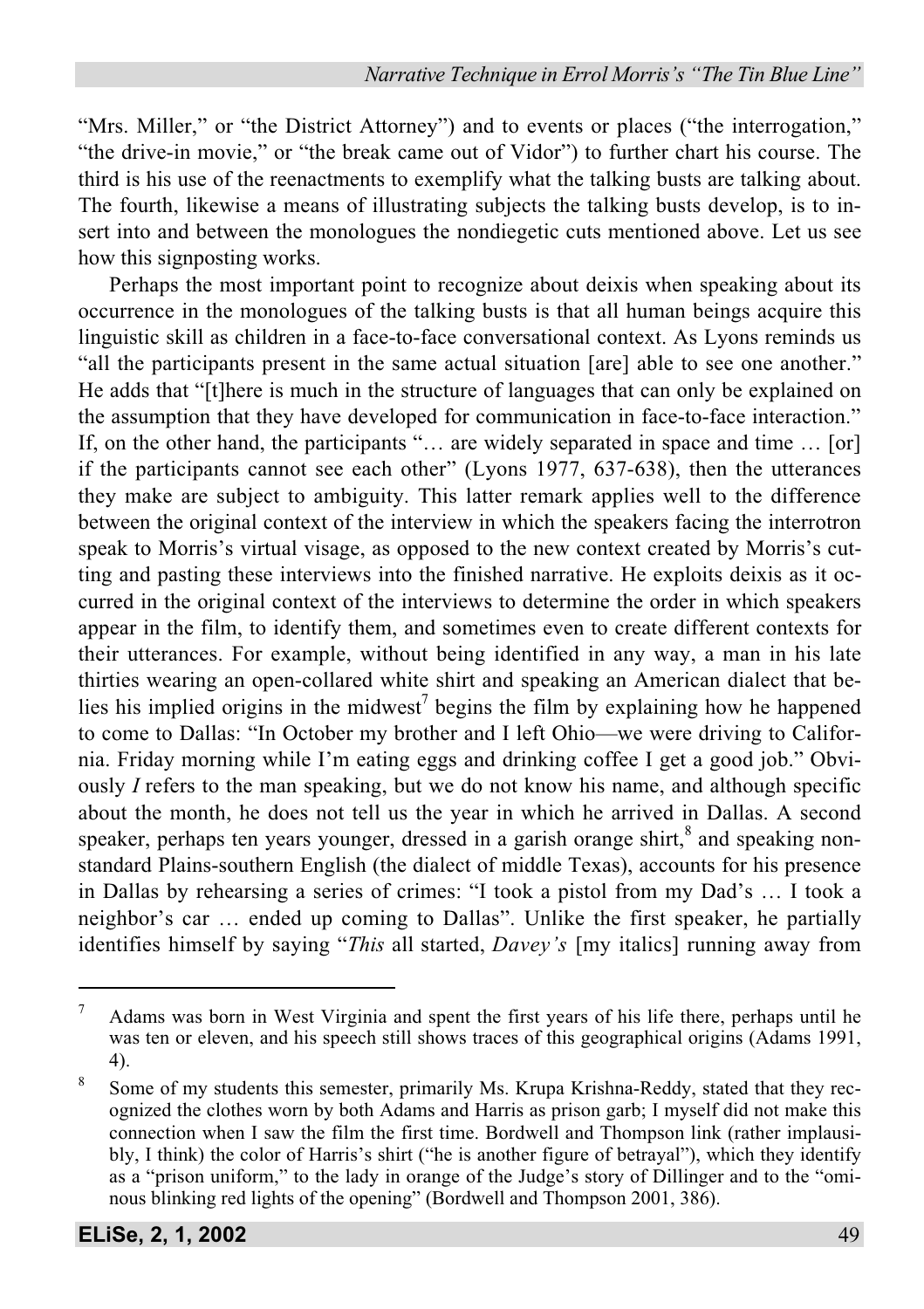"Mrs. Miller," or "the District Attorney") and to events or places ("the interrogation," "the drive-in movie," or "the break came out of Vidor") to further chart his course. The third is his use of the reenactments to exemplify what the talking busts are talking about. The fourth, likewise a means of illustrating subjects the talking busts develop, is to insert into and between the monologues the nondiegetic cuts mentioned above. Let us see how this signposting works.

Perhaps the most important point to recognize about deixis when speaking about its occurrence in the monologues of the talking busts is that all human beings acquire this linguistic skill as children in a face-to-face conversational context. As Lyons reminds us "all the participants present in the same actual situation [are] able to see one another." He adds that "[t]here is much in the structure of languages that can only be explained on the assumption that they have developed for communication in face-to-face interaction." If, on the other hand, the participants "… are widely separated in space and time … [or] if the participants cannot see each other" (Lyons 1977, 637-638), then the utterances they make are subject to ambiguity. This latter remark applies well to the difference between the original context of the interview in which the speakers facing the interrotron speak to Morris's virtual visage, as opposed to the new context created by Morris's cutting and pasting these interviews into the finished narrative. He exploits deixis as it occurred in the original context of the interviews to determine the order in which speakers appear in the film, to identify them, and sometimes even to create different contexts for their utterances. For example, without being identified in any way, a man in his late thirties wearing an open-collared white shirt and speaking an American dialect that belies his implied origins in the midwest[7] begins the film by explaining how he happened to come to Dallas: "In October my brother and I left Ohio—we were driving to California. Friday morning while I'm eating eggs and drinking coffee I get a good job." Obviously *I* refers to the man speaking, but we do not know his name, and although specific about the month, he does not tell us the year in which he arrived in Dallas. A second speaker, perhaps ten years younger, dressed in a garish orange shirt,[8] and speaking nonstandard Plains-southern English (the dialect of middle Texas), accounts for his presence in Dallas by rehearsing a series of crimes: "I took a pistol from my Dad's … I took a neighbor's car … ended up coming to Dallas". Unlike the first speaker, he partially identifies himself by saying "*This* all started, *Davey's* [my italics] running away from

---

[7] Adams was born in West Virginia and spent the first years of his life there, perhaps until he was ten or eleven, and his speech still shows traces of this geographical origins (Adams 1991, 4).

[8] Some of my students this semester, primarily Ms. Krupa Krishna-Reddy, stated that they recognized the clothes worn by both Adams and Harris as prison garb; I myself did not make this connection when I saw the film the first time. Bordwell and Thompson link (rather implausibly, I think) the color of Harris's shirt ("he is another figure of betrayal"), which they identify as a "prison uniform," to the lady in orange of the Judge's story of Dillinger and to the "ominous blinking red lights of the opening" (Bordwell and Thompson 2001, 386).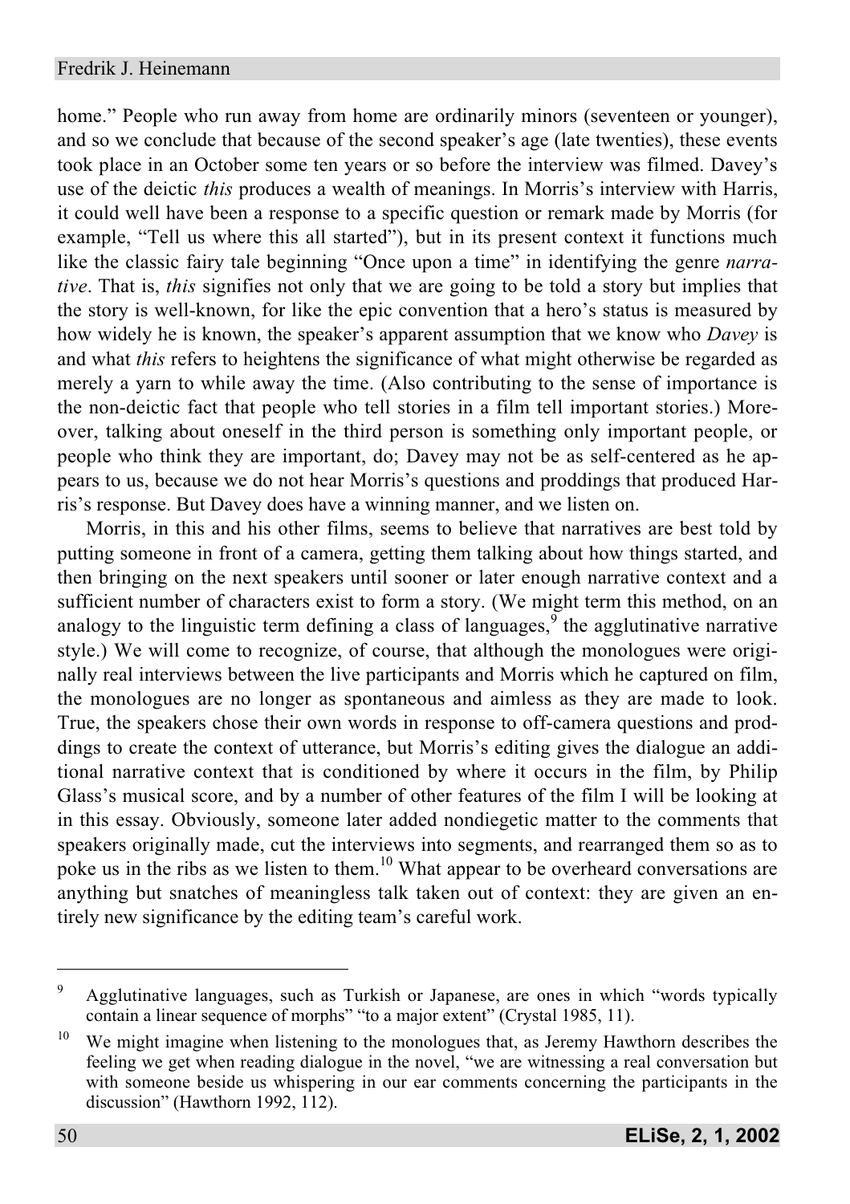home." People who run away from home are ordinarily minors (seventeen or younger), and so we conclude that because of the second speaker's age (late twenties), these events took place in an October some ten years or so before the interview was filmed. Davey's use of the deictic *this* produces a wealth of meanings. In Morris's interview with Harris, it could well have been a response to a specific question or remark made by Morris (for example, "Tell us where this all started"), but in its present context it functions much like the classic fairy tale beginning "Once upon a time" in identifying the genre *narrative*. That is, *this* signifies not only that we are going to be told a story but implies that the story is well-known, for like the epic convention that a hero's status is measured by how widely he is known, the speaker's apparent assumption that we know who *Davey* is and what *this* refers to heightens the significance of what might otherwise be regarded as merely a yarn to while away the time. (Also contributing to the sense of importance is the non-deictic fact that people who tell stories in a film tell important stories.) Moreover, talking about oneself in the third person is something only important people, or people who think they are important, do; Davey may not be as self-centered as he appears to us, because we do not hear Morris's questions and proddings that produced Harris's response. But Davey does have a winning manner, and we listen on.

Morris, in this and his other films, seems to believe that narratives are best told by putting someone in front of a camera, getting them talking about how things started, and then bringing on the next speakers until sooner or later enough narrative context and a sufficient number of characters exist to form a story. (We might term this method, on an analogy to the linguistic term defining a class of languages,[9] the agglutinative narrative style.) We will come to recognize, of course, that although the monologues were originally real interviews between the live participants and Morris which he captured on film, the monologues are no longer as spontaneous and aimless as they are made to look. True, the speakers chose their own words in response to off-camera questions and proddings to create the context of utterance, but Morris's editing gives the dialogue an additional narrative context that is conditioned by where it occurs in the film, by Philip Glass's musical score, and by a number of other features of the film I will be looking at in this essay. Obviously, someone later added nondiegetic matter to the comments that speakers originally made, cut the interviews into segments, and rearranged them so as to poke us in the ribs as we listen to them.[10] What appear to be overheard conversations are anything but snatches of meaningless talk taken out of context: they are given an entirely new significance by the editing team's careful work.

---

[9] Agglutinative languages, such as Turkish or Japanese, are ones in which "words typically contain a linear sequence of morphs" "to a major extent" (Crystal 1985, 11).

[10] We might imagine when listening to the monologues that, as Jeremy Hawthorn describes the feeling we get when reading dialogue in the novel, "we are witnessing a real conversation but with someone beside us whispering in our ear comments concerning the participants in the discussion" (Hawthorn 1992, 112).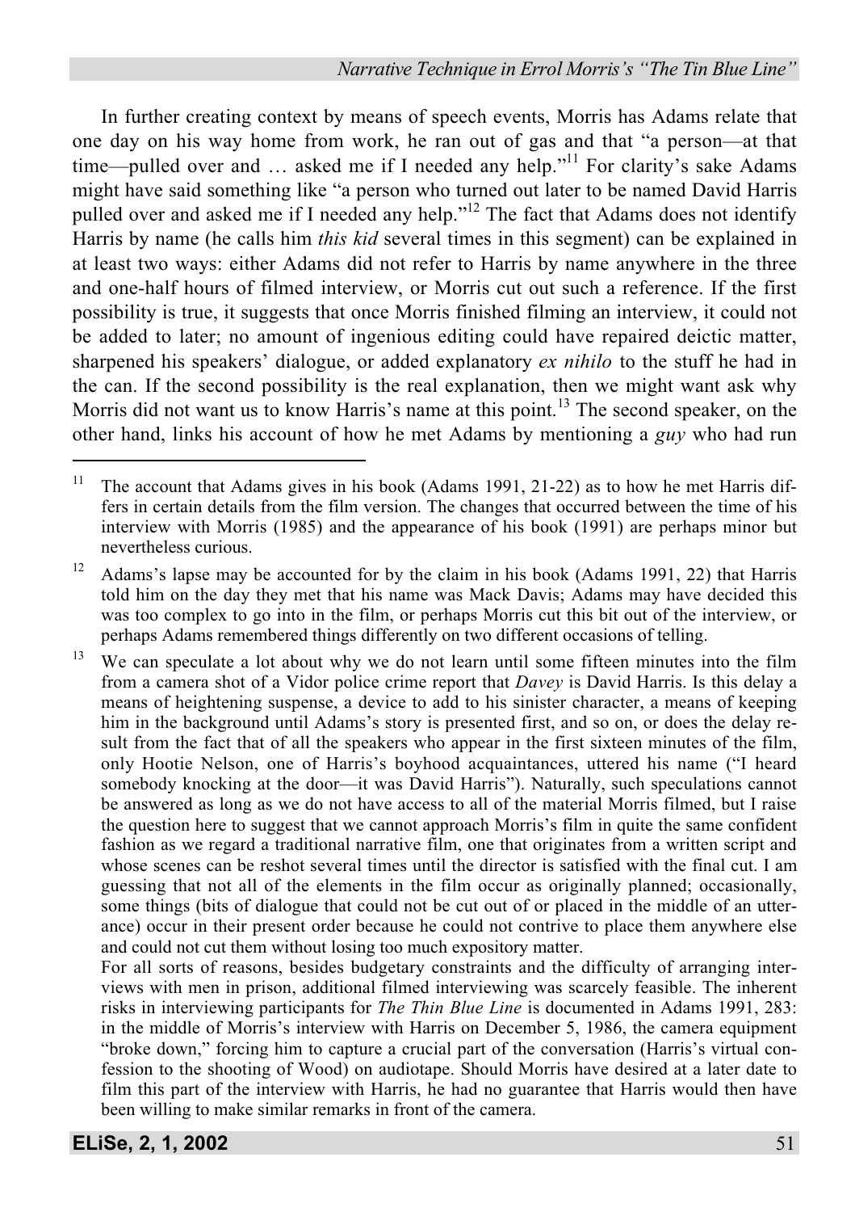In further creating context by means of speech events, Morris has Adams relate that one day on his way home from work, he ran out of gas and that "a person—at that time—pulled over and … asked me if I needed any help."[11] For clarity's sake Adams might have said something like "a person who turned out later to be named David Harris pulled over and asked me if I needed any help."[12] The fact that Adams does not identify Harris by name (he calls him *this kid* several times in this segment) can be explained in at least two ways: either Adams did not refer to Harris by name anywhere in the three and one-half hours of filmed interview, or Morris cut out such a reference. If the first possibility is true, it suggests that once Morris finished filming an interview, it could not be added to later; no amount of ingenious editing could have repaired deictic matter, sharpened his speakers' dialogue, or added explanatory *ex nihilo* to the stuff he had in the can. If the second possibility is the real explanation, then we might want ask why Morris did not want us to know Harris's name at this point.[13] The second speaker, on the other hand, links his account of how he met Adams by mentioning a *guy* who had run

---

[11] The account that Adams gives in his book (Adams 1991, 21-22) as to how he met Harris differs in certain details from the film version. The changes that occurred between the time of his interview with Morris (1985) and the appearance of his book (1991) are perhaps minor but nevertheless curious.

[12] Adams's lapse may be accounted for by the claim in his book (Adams 1991, 22) that Harris told him on the day they met that his name was Mack Davis; Adams may have decided this was too complex to go into in the film, or perhaps Morris cut this bit out of the interview, or perhaps Adams remembered things differently on two different occasions of telling.

[13] We can speculate a lot about why we do not learn until some fifteen minutes into the film from a camera shot of a Vidor police crime report that *Davey* is David Harris. Is this delay a means of heightening suspense, a device to add to his sinister character, a means of keeping him in the background until Adams's story is presented first, and so on, or does the delay result from the fact that of all the speakers who appear in the first sixteen minutes of the film, only Hootie Nelson, one of Harris's boyhood acquaintances, uttered his name ("I heard somebody knocking at the door—it was David Harris"). Naturally, such speculations cannot be answered as long as we do not have access to all of the material Morris filmed, but I raise the question here to suggest that we cannot approach Morris's film in quite the same confident fashion as we regard a traditional narrative film, one that originates from a written script and whose scenes can be reshot several times until the director is satisfied with the final cut. I am guessing that not all of the elements in the film occur as originally planned; occasionally, some things (bits of dialogue that could not be cut out of or placed in the middle of an utterance) occur in their present order because he could not contrive to place them anywhere else and could not cut them without losing too much expository matter.
For all sorts of reasons, besides budgetary constraints and the difficulty of arranging interviews with men in prison, additional filmed interviewing was scarcely feasible. The inherent risks in interviewing participants for *The Thin Blue Line* is documented in Adams 1991, 283: in the middle of Morris's interview with Harris on December 5, 1986, the camera equipment "broke down," forcing him to capture a crucial part of the conversation (Harris's virtual confession to the shooting of Wood) on audiotape. Should Morris have desired at a later date to film this part of the interview with Harris, he had no guarantee that Harris would then have been willing to make similar remarks in front of the camera.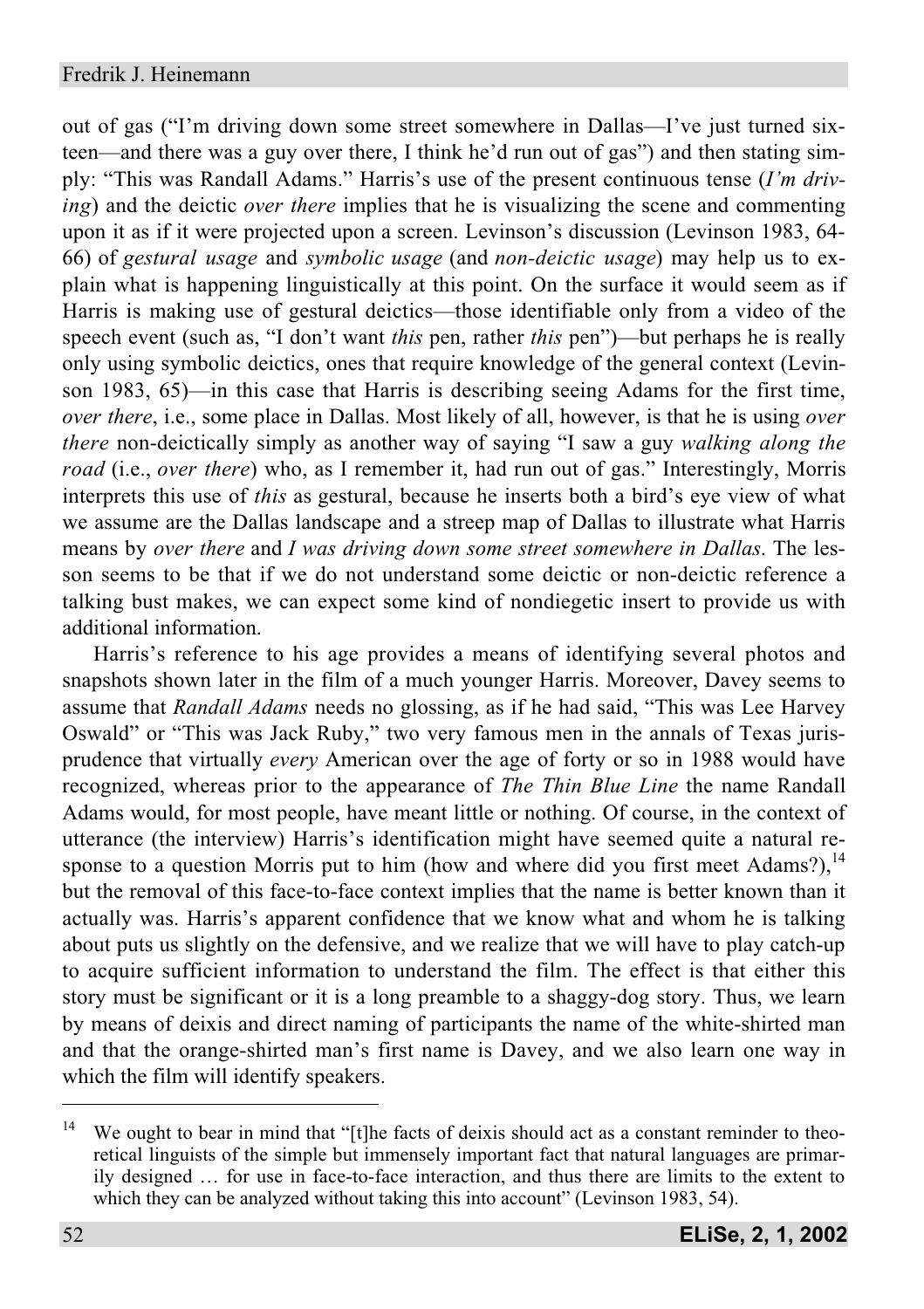out of gas ("I'm driving down some street somewhere in Dallas—I've just turned sixteen—and there was a guy over there, I think he'd run out of gas") and then stating simply: "This was Randall Adams." Harris's use of the present continuous tense (*I'm driving*) and the deictic *over there* implies that he is visualizing the scene and commenting upon it as if it were projected upon a screen. Levinson's discussion (Levinson 1983, 64-66) of *gestural usage* and *symbolic usage* (and *non-deictic usage*) may help us to explain what is happening linguistically at this point. On the surface it would seem as if Harris is making use of gestural deictics—those identifiable only from a video of the speech event (such as, "I don't want *this* pen, rather *this* pen")—but perhaps he is really only using symbolic deictics, ones that require knowledge of the general context (Levinson 1983, 65)—in this case that Harris is describing seeing Adams for the first time, *over there*, i.e., some place in Dallas. Most likely of all, however, is that he is using *over there* non-deictically simply as another way of saying "I saw a guy *walking along the road* (i.e., *over there*) who, as I remember it, had run out of gas." Interestingly, Morris interprets this use of *this* as gestural, because he inserts both a bird's eye view of what we assume are the Dallas landscape and a streep map of Dallas to illustrate what Harris means by *over there* and *I was driving down some street somewhere in Dallas*. The lesson seems to be that if we do not understand some deictic or non-deictic reference a talking bust makes, we can expect some kind of nondiegetic insert to provide us with additional information.

Harris's reference to his age provides a means of identifying several photos and snapshots shown later in the film of a much younger Harris. Moreover, Davey seems to assume that *Randall Adams* needs no glossing, as if he had said, "This was Lee Harvey Oswald" or "This was Jack Ruby," two very famous men in the annals of Texas jurisprudence that virtually *every* American over the age of forty or so in 1988 would have recognized, whereas prior to the appearance of *The Thin Blue Line* the name Randall Adams would, for most people, have meant little or nothing. Of course, in the context of utterance (the interview) Harris's identification might have seemed quite a natural response to a question Morris put to him (how and where did you first meet Adams?),[14] but the removal of this face-to-face context implies that the name is better known than it actually was. Harris's apparent confidence that we know what and whom he is talking about puts us slightly on the defensive, and we realize that we will have to play catch-up to acquire sufficient information to understand the film. The effect is that either this story must be significant or it is a long preamble to a shaggy-dog story. Thus, we learn by means of deixis and direct naming of participants the name of the white-shirted man and that the orange-shirted man's first name is Davey, and we also learn one way in which the film will identify speakers.

---

[14] We ought to bear in mind that "[t]he facts of deixis should act as a constant reminder to theoretical linguists of the simple but immensely important fact that natural languages are primarily designed … for use in face-to-face interaction, and thus there are limits to the extent to which they can be analyzed without taking this into account" (Levinson 1983, 54).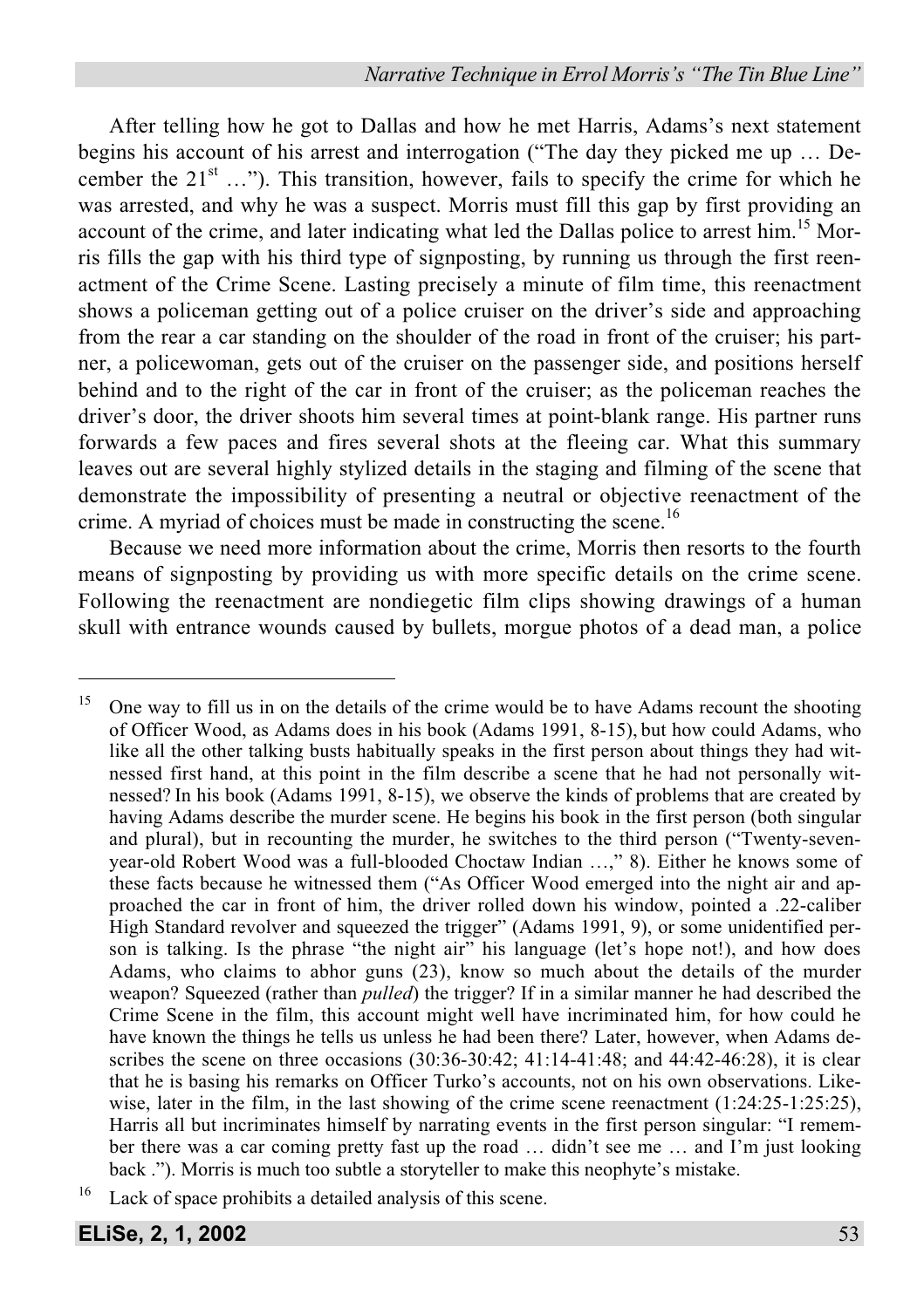After telling how he got to Dallas and how he met Harris, Adams's next statement begins his account of his arrest and interrogation ("The day they picked me up … December the 21st …"). This transition, however, fails to specify the crime for which he was arrested, and why he was a suspect. Morris must fill this gap by first providing an account of the crime, and later indicating what led the Dallas police to arrest him.[15] Morris fills the gap with his third type of signposting, by running us through the first reenactment of the Crime Scene. Lasting precisely a minute of film time, this reenactment shows a policeman getting out of a police cruiser on the driver's side and approaching from the rear a car standing on the shoulder of the road in front of the cruiser; his partner, a policewoman, gets out of the cruiser on the passenger side, and positions herself behind and to the right of the car in front of the cruiser; as the policeman reaches the driver's door, the driver shoots him several times at point-blank range. His partner runs forwards a few paces and fires several shots at the fleeing car. What this summary leaves out are several highly stylized details in the staging and filming of the scene that demonstrate the impossibility of presenting a neutral or objective reenactment of the crime. A myriad of choices must be made in constructing the scene.[16]

Because we need more information about the crime, Morris then resorts to the fourth means of signposting by providing us with more specific details on the crime scene. Following the reenactment are nondiegetic film clips showing drawings of a human skull with entrance wounds caused by bullets, morgue photos of a dead man, a police

---

[15] One way to fill us in on the details of the crime would be to have Adams recount the shooting of Officer Wood, as Adams does in his book (Adams 1991, 8-15), but how could Adams, who like all the other talking busts habitually speaks in the first person about things they had witnessed first hand, at this point in the film describe a scene that he had not personally witnessed? In his book (Adams 1991, 8-15), we observe the kinds of problems that are created by having Adams describe the murder scene. He begins his book in the first person (both singular and plural), but in recounting the murder, he switches to the third person ("Twenty-seven-year-old Robert Wood was a full-blooded Choctaw Indian …," 8). Either he knows some of these facts because he witnessed them ("As Officer Wood emerged into the night air and approached the car in front of him, the driver rolled down his window, pointed a .22-caliber High Standard revolver and squeezed the trigger" (Adams 1991, 9), or some unidentified person is talking. Is the phrase "the night air" his language (let's hope not!), and how does Adams, who claims to abhor guns (23), know so much about the details of the murder weapon? Squeezed (rather than *pulled*) the trigger? If in a similar manner he had described the Crime Scene in the film, this account might well have incriminated him, for how could he have known the things he tells us unless he had been there? Later, however, when Adams describes the scene on three occasions (30:36-30:42; 41:14-41:48; and 44:42-46:28), it is clear that he is basing his remarks on Officer Turko's accounts, not on his own observations. Likewise, later in the film, in the last showing of the crime scene reenactment (1:24:25-1:25:25), Harris all but incriminates himself by narrating events in the first person singular: "I remember there was a car coming pretty fast up the road … didn't see me … and I'm just looking back ."). Morris is much too subtle a storyteller to make this neophyte's mistake.

[16] Lack of space prohibits a detailed analysis of this scene.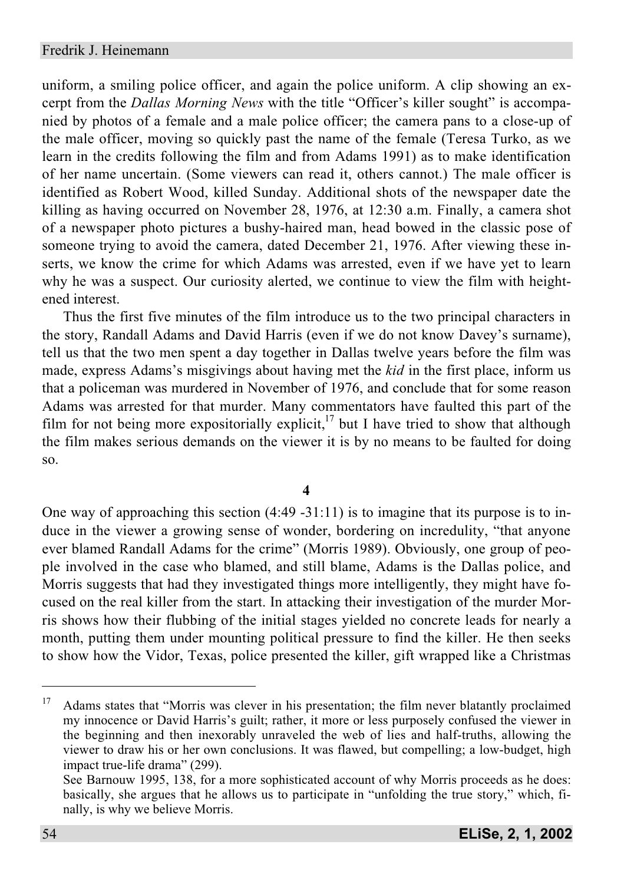uniform, a smiling police officer, and again the police uniform. A clip showing an excerpt from the *Dallas Morning News* with the title "Officer's killer sought" is accompanied by photos of a female and a male police officer; the camera pans to a close-up of the male officer, moving so quickly past the name of the female (Teresa Turko, as we learn in the credits following the film and from Adams 1991) as to make identification of her name uncertain. (Some viewers can read it, others cannot.) The male officer is identified as Robert Wood, killed Sunday. Additional shots of the newspaper date the killing as having occurred on November 28, 1976, at 12:30 a.m. Finally, a camera shot of a newspaper photo pictures a bushy-haired man, head bowed in the classic pose of someone trying to avoid the camera, dated December 21, 1976. After viewing these inserts, we know the crime for which Adams was arrested, even if we have yet to learn why he was a suspect. Our curiosity alerted, we continue to view the film with heightened interest.

Thus the first five minutes of the film introduce us to the two principal characters in the story, Randall Adams and David Harris (even if we do not know Davey's surname), tell us that the two men spent a day together in Dallas twelve years before the film was made, express Adams's misgivings about having met the *kid* in the first place, inform us that a policeman was murdered in November of 1976, and conclude that for some reason Adams was arrested for that murder. Many commentators have faulted this part of the film for not being more expositorially explicit,[17] but I have tried to show that although the film makes serious demands on the viewer it is by no means to be faulted for doing so.

## 4

One way of approaching this section (4:49 -31:11) is to imagine that its purpose is to induce in the viewer a growing sense of wonder, bordering on incredulity, "that anyone ever blamed Randall Adams for the crime" (Morris 1989). Obviously, one group of people involved in the case who blamed, and still blame, Adams is the Dallas police, and Morris suggests that had they investigated things more intelligently, they might have focused on the real killer from the start. In attacking their investigation of the murder Morris shows how their flubbing of the initial stages yielded no concrete leads for nearly a month, putting them under mounting political pressure to find the killer. He then seeks to show how the Vidor, Texas, police presented the killer, gift wrapped like a Christmas

---

[17] Adams states that "Morris was clever in his presentation; the film never blatantly proclaimed my innocence or David Harris's guilt; rather, it more or less purposely confused the viewer in the beginning and then inexorably unraveled the web of lies and half-truths, allowing the viewer to draw his or her own conclusions. It was flawed, but compelling; a low-budget, high impact true-life drama" (299).
See Barnouw 1995, 138, for a more sophisticated account of why Morris proceeds as he does: basically, she argues that he allows us to participate in "unfolding the true story," which, finally, is why we believe Morris.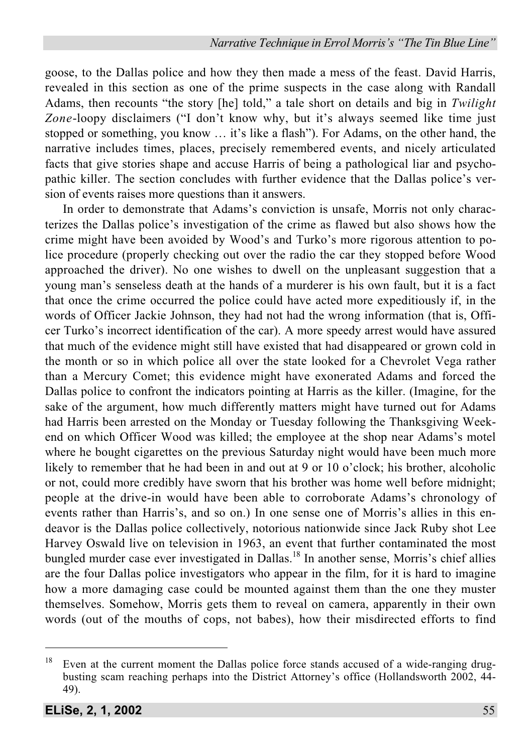goose, to the Dallas police and how they then made a mess of the feast. David Harris, revealed in this section as one of the prime suspects in the case along with Randall Adams, then recounts "the story [he] told," a tale short on details and big in *Twilight Zone*-loopy disclaimers ("I don't know why, but it's always seemed like time just stopped or something, you know … it's like a flash"). For Adams, on the other hand, the narrative includes times, places, precisely remembered events, and nicely articulated facts that give stories shape and accuse Harris of being a pathological liar and psychopathic killer. The section concludes with further evidence that the Dallas police's version of events raises more questions than it answers.

In order to demonstrate that Adams's conviction is unsafe, Morris not only characterizes the Dallas police's investigation of the crime as flawed but also shows how the crime might have been avoided by Wood's and Turko's more rigorous attention to police procedure (properly checking out over the radio the car they stopped before Wood approached the driver). No one wishes to dwell on the unpleasant suggestion that a young man's senseless death at the hands of a murderer is his own fault, but it is a fact that once the crime occurred the police could have acted more expeditiously if, in the words of Officer Jackie Johnson, they had not had the wrong information (that is, Officer Turko's incorrect identification of the car). A more speedy arrest would have assured that much of the evidence might still have existed that had disappeared or grown cold in the month or so in which police all over the state looked for a Chevrolet Vega rather than a Mercury Comet; this evidence might have exonerated Adams and forced the Dallas police to confront the indicators pointing at Harris as the killer. (Imagine, for the sake of the argument, how much differently matters might have turned out for Adams had Harris been arrested on the Monday or Tuesday following the Thanksgiving Weekend on which Officer Wood was killed; the employee at the shop near Adams's motel where he bought cigarettes on the previous Saturday night would have been much more likely to remember that he had been in and out at 9 or 10 o'clock; his brother, alcoholic or not, could more credibly have sworn that his brother was home well before midnight; people at the drive-in would have been able to corroborate Adams's chronology of events rather than Harris's, and so on.) In one sense one of Morris's allies in this endeavor is the Dallas police collectively, notorious nationwide since Jack Ruby shot Lee Harvey Oswald live on television in 1963, an event that further contaminated the most bungled murder case ever investigated in Dallas.[18] In another sense, Morris's chief allies are the four Dallas police investigators who appear in the film, for it is hard to imagine how a more damaging case could be mounted against them than the one they muster themselves. Somehow, Morris gets them to reveal on camera, apparently in their own words (out of the mouths of cops, not babes), how their misdirected efforts to find

---

[18] Even at the current moment the Dallas police force stands accused of a wide-ranging drug-busting scam reaching perhaps into the District Attorney's office (Hollandsworth 2002, 44-49).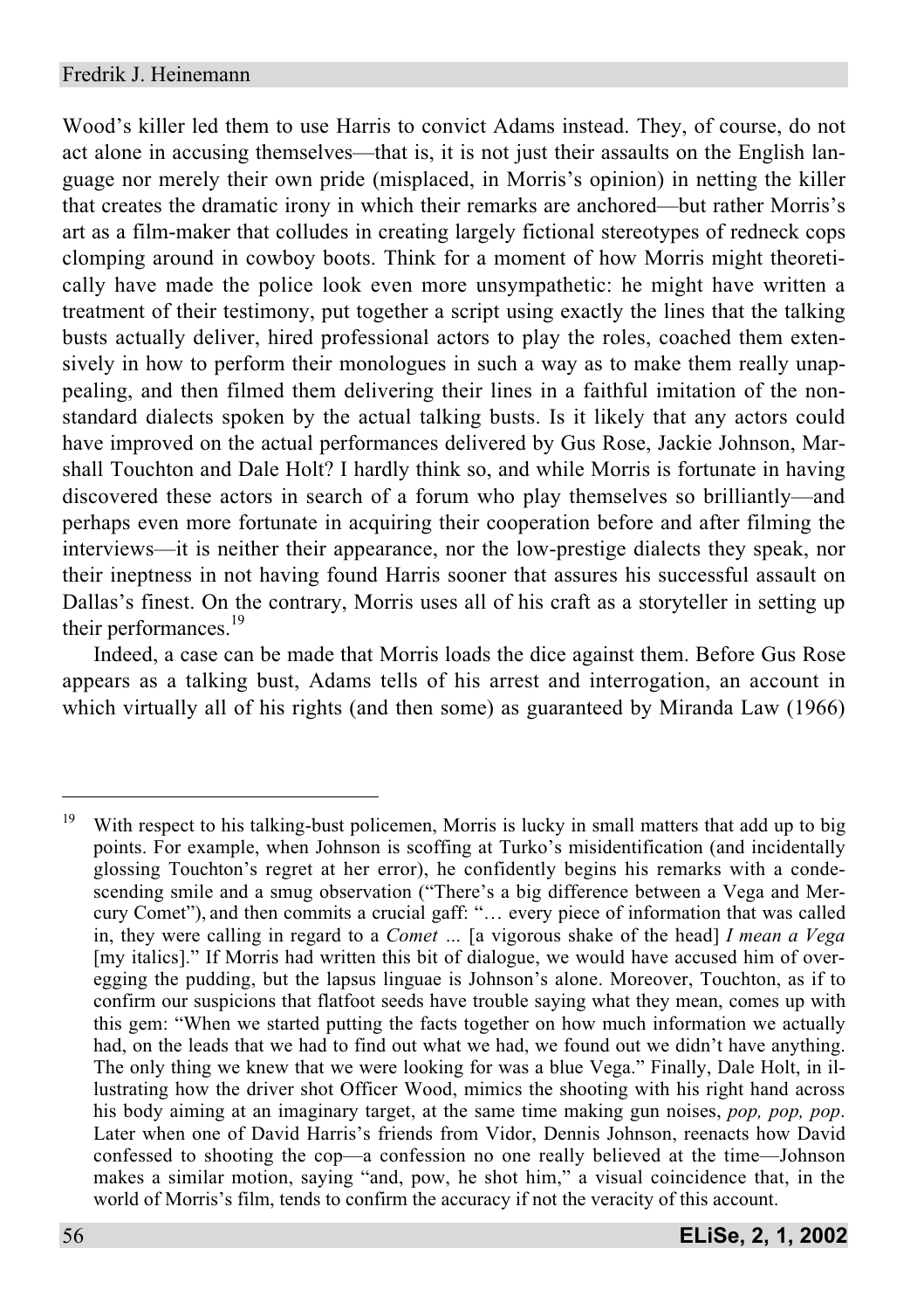Wood's killer led them to use Harris to convict Adams instead. They, of course, do not act alone in accusing themselves—that is, it is not just their assaults on the English language nor merely their own pride (misplaced, in Morris's opinion) in netting the killer that creates the dramatic irony in which their remarks are anchored—but rather Morris's art as a film-maker that colludes in creating largely fictional stereotypes of redneck cops clomping around in cowboy boots. Think for a moment of how Morris might theoretically have made the police look even more unsympathetic: he might have written a treatment of their testimony, put together a script using exactly the lines that the talking busts actually deliver, hired professional actors to play the roles, coached them extensively in how to perform their monologues in such a way as to make them really unappealing, and then filmed them delivering their lines in a faithful imitation of the non-standard dialects spoken by the actual talking busts. Is it likely that any actors could have improved on the actual performances delivered by Gus Rose, Jackie Johnson, Marshall Touchton and Dale Holt? I hardly think so, and while Morris is fortunate in having discovered these actors in search of a forum who play themselves so brilliantly—and perhaps even more fortunate in acquiring their cooperation before and after filming the interviews—it is neither their appearance, nor the low-prestige dialects they speak, nor their ineptness in not having found Harris sooner that assures his successful assault on Dallas's finest. On the contrary, Morris uses all of his craft as a storyteller in setting up their performances.[19]

Indeed, a case can be made that Morris loads the dice against them. Before Gus Rose appears as a talking bust, Adams tells of his arrest and interrogation, an account in which virtually all of his rights (and then some) as guaranteed by Miranda Law (1966)

---

[19] With respect to his talking-bust policemen, Morris is lucky in small matters that add up to big points. For example, when Johnson is scoffing at Turko's misidentification (and incidentally glossing Touchton's regret at her error), he confidently begins his remarks with a condescending smile and a smug observation ("There's a big difference between a Vega and Mercury Comet"), and then commits a crucial gaff: "… every piece of information that was called in, they were calling in regard to a *Comet* … [a vigorous shake of the head] *I mean a Vega* [my italics]." If Morris had written this bit of dialogue, we would have accused him of overegging the pudding, but the lapsus linguae is Johnson's alone. Moreover, Touchton, as if to confirm our suspicions that flatfoot seeds have trouble saying what they mean, comes up with this gem: "When we started putting the facts together on how much information we actually had, on the leads that we had to find out what we had, we found out we didn't have anything. The only thing we knew that we were looking for was a blue Vega." Finally, Dale Holt, in illustrating how the driver shot Officer Wood, mimics the shooting with his right hand across his body aiming at an imaginary target, at the same time making gun noises, *pop, pop, pop*. Later when one of David Harris's friends from Vidor, Dennis Johnson, reenacts how David confessed to shooting the cop—a confession no one really believed at the time—Johnson makes a similar motion, saying "and, pow, he shot him," a visual coincidence that, in the world of Morris's film, tends to confirm the accuracy if not the veracity of this account.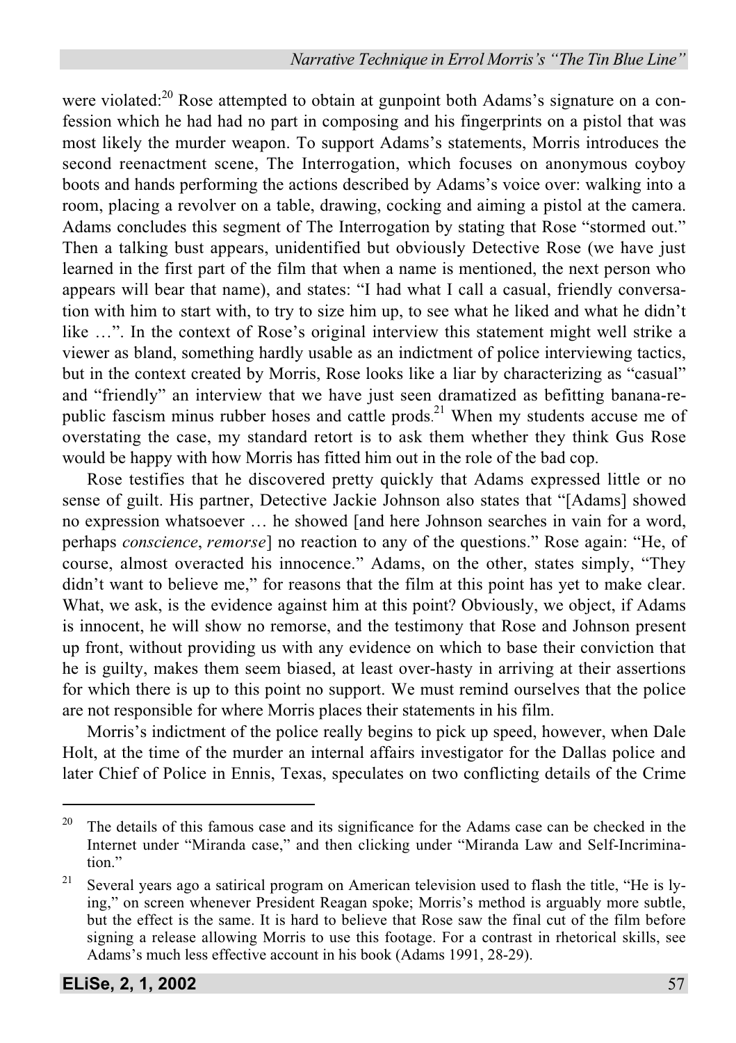were violated:[20] Rose attempted to obtain at gunpoint both Adams's signature on a confession which he had had no part in composing and his fingerprints on a pistol that was most likely the murder weapon. To support Adams's statements, Morris introduces the second reenactment scene, The Interrogation, which focuses on anonymous coyboy boots and hands performing the actions described by Adams's voice over: walking into a room, placing a revolver on a table, drawing, cocking and aiming a pistol at the camera. Adams concludes this segment of The Interrogation by stating that Rose "stormed out." Then a talking bust appears, unidentified but obviously Detective Rose (we have just learned in the first part of the film that when a name is mentioned, the next person who appears will bear that name), and states: "I had what I call a casual, friendly conversation with him to start with, to try to size him up, to see what he liked and what he didn't like …". In the context of Rose's original interview this statement might well strike a viewer as bland, something hardly usable as an indictment of police interviewing tactics, but in the context created by Morris, Rose looks like a liar by characterizing as "casual" and "friendly" an interview that we have just seen dramatized as befitting banana-republic fascism minus rubber hoses and cattle prods.[21] When my students accuse me of overstating the case, my standard retort is to ask them whether they think Gus Rose would be happy with how Morris has fitted him out in the role of the bad cop.

Rose testifies that he discovered pretty quickly that Adams expressed little or no sense of guilt. His partner, Detective Jackie Johnson also states that "[Adams] showed no expression whatsoever … he showed [and here Johnson searches in vain for a word, perhaps *conscience*, *remorse*] no reaction to any of the questions." Rose again: "He, of course, almost overacted his innocence." Adams, on the other, states simply, "They didn't want to believe me," for reasons that the film at this point has yet to make clear. What, we ask, is the evidence against him at this point? Obviously, we object, if Adams is innocent, he will show no remorse, and the testimony that Rose and Johnson present up front, without providing us with any evidence on which to base their conviction that he is guilty, makes them seem biased, at least over-hasty in arriving at their assertions for which there is up to this point no support. We must remind ourselves that the police are not responsible for where Morris places their statements in his film.

Morris's indictment of the police really begins to pick up speed, however, when Dale Holt, at the time of the murder an internal affairs investigator for the Dallas police and later Chief of Police in Ennis, Texas, speculates on two conflicting details of the Crime

---

[20] The details of this famous case and its significance for the Adams case can be checked in the Internet under "Miranda case," and then clicking under "Miranda Law and Self-Incrimination."

[21] Several years ago a satirical program on American television used to flash the title, "He is lying," on screen whenever President Reagan spoke; Morris's method is arguably more subtle, but the effect is the same. It is hard to believe that Rose saw the final cut of the film before signing a release allowing Morris to use this footage. For a contrast in rhetorical skills, see Adams's much less effective account in his book (Adams 1991, 28-29).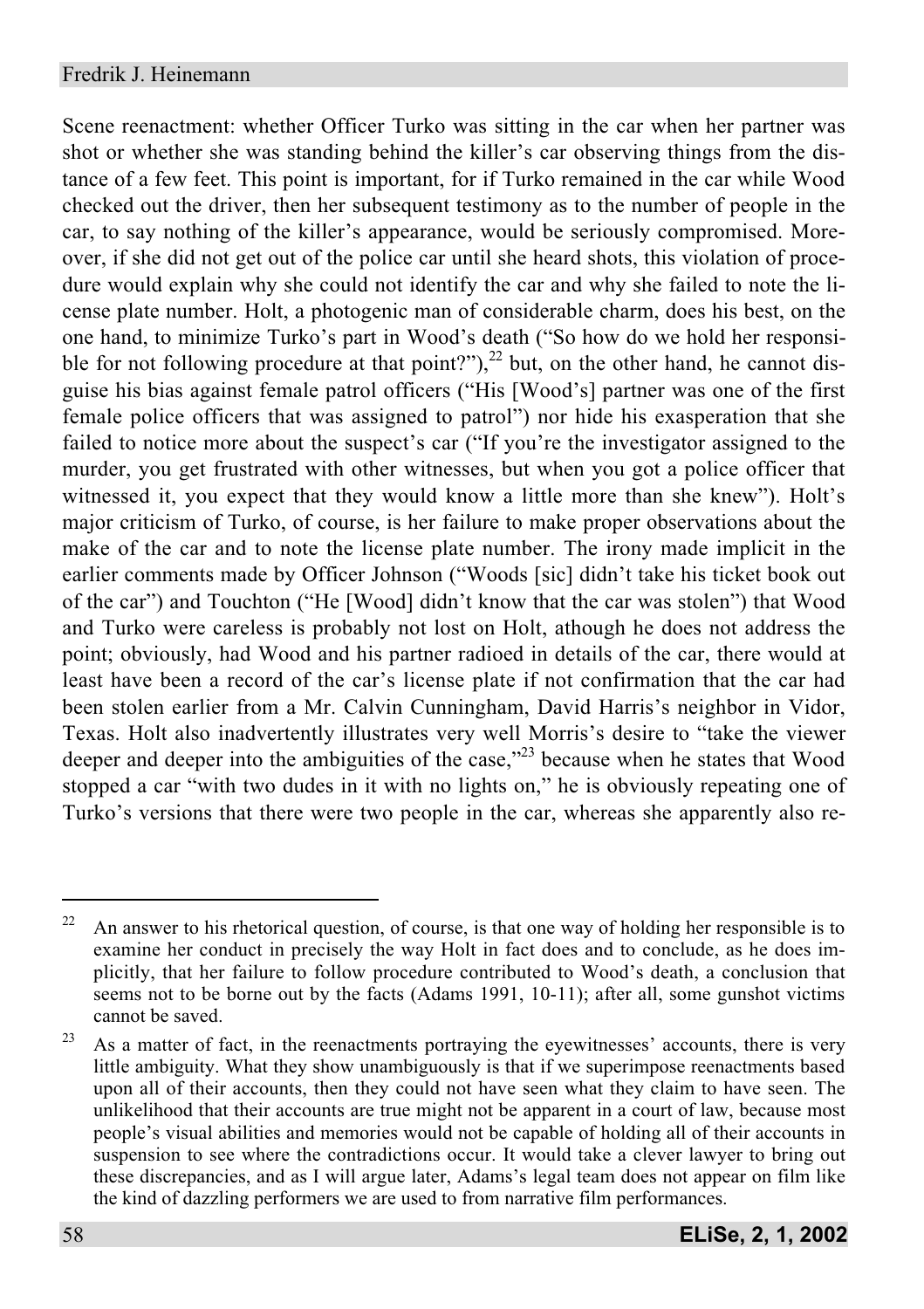Scene reenactment: whether Officer Turko was sitting in the car when her partner was shot or whether she was standing behind the killer's car observing things from the distance of a few feet. This point is important, for if Turko remained in the car while Wood checked out the driver, then her subsequent testimony as to the number of people in the car, to say nothing of the killer's appearance, would be seriously compromised. Moreover, if she did not get out of the police car until she heard shots, this violation of procedure would explain why she could not identify the car and why she failed to note the license plate number. Holt, a photogenic man of considerable charm, does his best, on the one hand, to minimize Turko's part in Wood's death ("So how do we hold her responsible for not following procedure at that point?"),[22] but, on the other hand, he cannot disguise his bias against female patrol officers ("His [Wood's] partner was one of the first female police officers that was assigned to patrol") nor hide his exasperation that she failed to notice more about the suspect's car ("If you're the investigator assigned to the murder, you get frustrated with other witnesses, but when you got a police officer that witnessed it, you expect that they would know a little more than she knew"). Holt's major criticism of Turko, of course, is her failure to make proper observations about the make of the car and to note the license plate number. The irony made implicit in the earlier comments made by Officer Johnson ("Woods [sic] didn't take his ticket book out of the car") and Touchton ("He [Wood] didn't know that the car was stolen") that Wood and Turko were careless is probably not lost on Holt, athough he does not address the point; obviously, had Wood and his partner radioed in details of the car, there would at least have been a record of the car's license plate if not confirmation that the car had been stolen earlier from a Mr. Calvin Cunningham, David Harris's neighbor in Vidor, Texas. Holt also inadvertently illustrates very well Morris's desire to "take the viewer deeper and deeper into the ambiguities of the case,"[23] because when he states that Wood stopped a car "with two dudes in it with no lights on," he is obviously repeating one of Turko's versions that there were two people in the car, whereas she apparently also re-

---

[22] An answer to his rhetorical question, of course, is that one way of holding her responsible is to examine her conduct in precisely the way Holt in fact does and to conclude, as he does implicitly, that her failure to follow procedure contributed to Wood's death, a conclusion that seems not to be borne out by the facts (Adams 1991, 10-11); after all, some gunshot victims cannot be saved.

[23] As a matter of fact, in the reenactments portraying the eyewitnesses' accounts, there is very little ambiguity. What they show unambiguously is that if we superimpose reenactments based upon all of their accounts, then they could not have seen what they claim to have seen. The unlikelihood that their accounts are true might not be apparent in a court of law, because most people's visual abilities and memories would not be capable of holding all of their accounts in suspension to see where the contradictions occur. It would take a clever lawyer to bring out these discrepancies, and as I will argue later, Adams's legal team does not appear on film like the kind of dazzling performers we are used to from narrative film performances.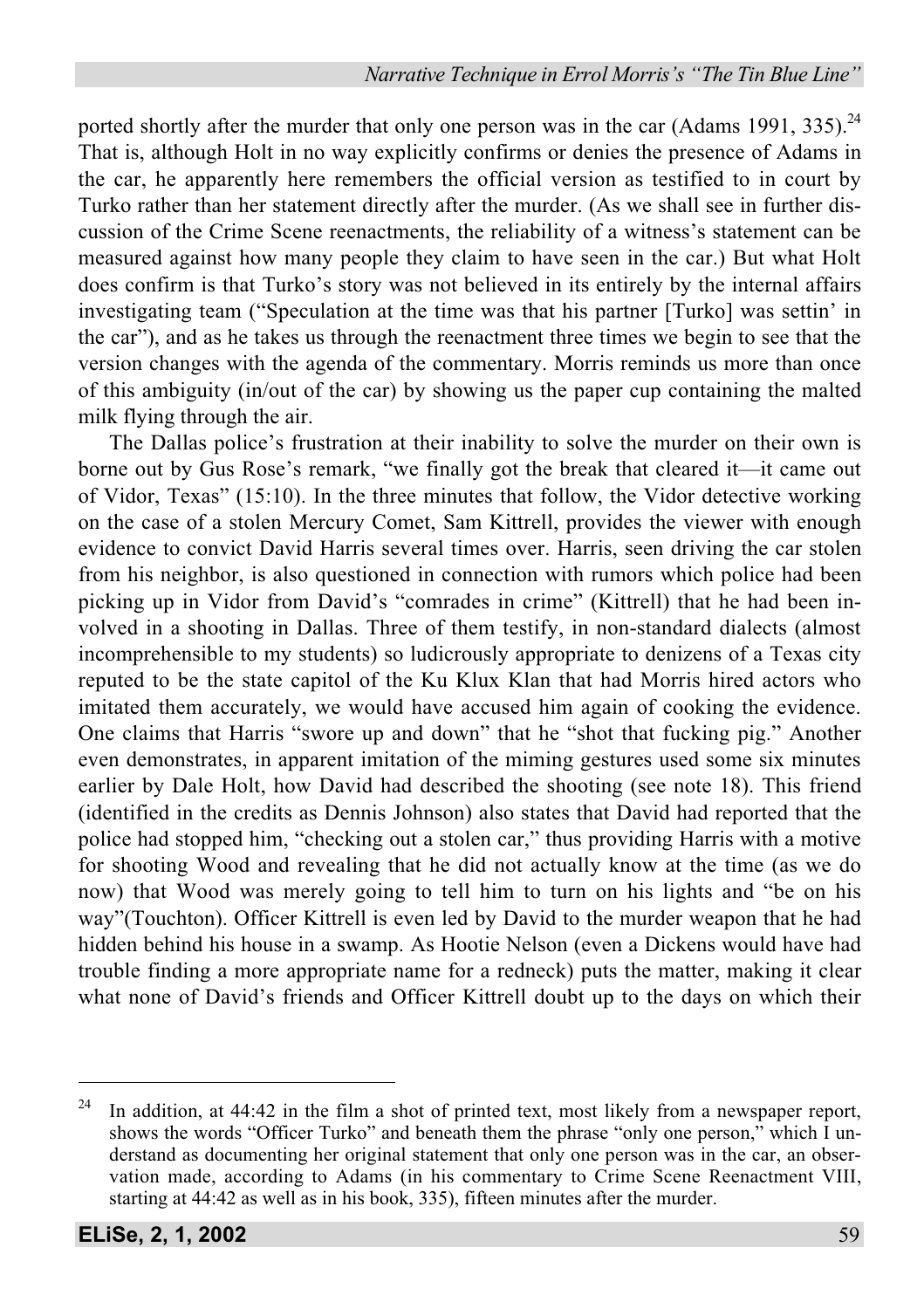ported shortly after the murder that only one person was in the car (Adams 1991, 335).[24] That is, although Holt in no way explicitly confirms or denies the presence of Adams in the car, he apparently here remembers the official version as testified to in court by Turko rather than her statement directly after the murder. (As we shall see in further discussion of the Crime Scene reenactments, the reliability of a witness's statement can be measured against how many people they claim to have seen in the car.) But what Holt does confirm is that Turko's story was not believed in its entirely by the internal affairs investigating team ("Speculation at the time was that his partner [Turko] was settin' in the car"), and as he takes us through the reenactment three times we begin to see that the version changes with the agenda of the commentary. Morris reminds us more than once of this ambiguity (in/out of the car) by showing us the paper cup containing the malted milk flying through the air.

The Dallas police's frustration at their inability to solve the murder on their own is borne out by Gus Rose's remark, "we finally got the break that cleared it—it came out of Vidor, Texas" (15:10). In the three minutes that follow, the Vidor detective working on the case of a stolen Mercury Comet, Sam Kittrell, provides the viewer with enough evidence to convict David Harris several times over. Harris, seen driving the car stolen from his neighbor, is also questioned in connection with rumors which police had been picking up in Vidor from David's "comrades in crime" (Kittrell) that he had been involved in a shooting in Dallas. Three of them testify, in non-standard dialects (almost incomprehensible to my students) so ludicrously appropriate to denizens of a Texas city reputed to be the state capitol of the Ku Klux Klan that had Morris hired actors who imitated them accurately, we would have accused him again of cooking the evidence. One claims that Harris "swore up and down" that he "shot that fucking pig." Another even demonstrates, in apparent imitation of the miming gestures used some six minutes earlier by Dale Holt, how David had described the shooting (see note 18). This friend (identified in the credits as Dennis Johnson) also states that David had reported that the police had stopped him, "checking out a stolen car," thus providing Harris with a motive for shooting Wood and revealing that he did not actually know at the time (as we do now) that Wood was merely going to tell him to turn on his lights and "be on his way"(Touchton). Officer Kittrell is even led by David to the murder weapon that he had hidden behind his house in a swamp. As Hootie Nelson (even a Dickens would have had trouble finding a more appropriate name for a redneck) puts the matter, making it clear what none of David's friends and Officer Kittrell doubt up to the days on which their

---

[24] In addition, at 44:42 in the film a shot of printed text, most likely from a newspaper report, shows the words "Officer Turko" and beneath them the phrase "only one person," which I understand as documenting her original statement that only one person was in the car, an observation made, according to Adams (in his commentary to Crime Scene Reenactment VIII, starting at 44:42 as well as in his book, 335), fifteen minutes after the murder.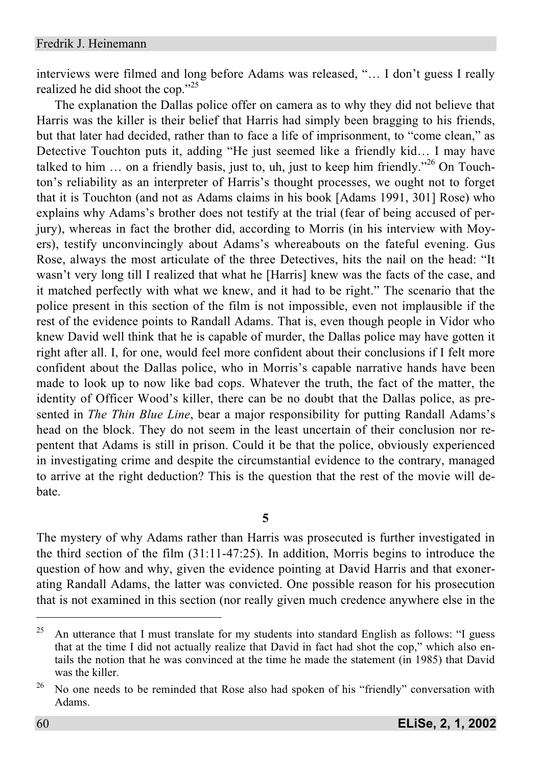interviews were filmed and long before Adams was released, "… I don't guess I really realized he did shoot the cop."[25]

The explanation the Dallas police offer on camera as to why they did not believe that Harris was the killer is their belief that Harris had simply been bragging to his friends, but that later had decided, rather than to face a life of imprisonment, to "come clean," as Detective Touchton puts it, adding "He just seemed like a friendly kid… I may have talked to him … on a friendly basis, just to, uh, just to keep him friendly."[26] On Touchton's reliability as an interpreter of Harris's thought processes, we ought not to forget that it is Touchton (and not as Adams claims in his book [Adams 1991, 301] Rose) who explains why Adams's brother does not testify at the trial (fear of being accused of perjury), whereas in fact the brother did, according to Morris (in his interview with Moyers), testify unconvincingly about Adams's whereabouts on the fateful evening. Gus Rose, always the most articulate of the three Detectives, hits the nail on the head: "It wasn't very long till I realized that what he [Harris] knew was the facts of the case, and it matched perfectly with what we knew, and it had to be right." The scenario that the police present in this section of the film is not impossible, even not implausible if the rest of the evidence points to Randall Adams. That is, even though people in Vidor who knew David well think that he is capable of murder, the Dallas police may have gotten it right after all. I, for one, would feel more confident about their conclusions if I felt more confident about the Dallas police, who in Morris's capable narrative hands have been made to look up to now like bad cops. Whatever the truth, the fact of the matter, the identity of Officer Wood's killer, there can be no doubt that the Dallas police, as presented in *The Thin Blue Line*, bear a major responsibility for putting Randall Adams's head on the block. They do not seem in the least uncertain of their conclusion nor repentent that Adams is still in prison. Could it be that the police, obviously experienced in investigating crime and despite the circumstantial evidence to the contrary, managed to arrive at the right deduction? This is the question that the rest of the movie will debate.

## 5

The mystery of why Adams rather than Harris was prosecuted is further investigated in the third section of the film (31:11-47:25). In addition, Morris begins to introduce the question of how and why, given the evidence pointing at David Harris and that exonerating Randall Adams, the latter was convicted. One possible reason for his prosecution that is not examined in this section (nor really given much credence anywhere else in the

---

[25] An utterance that I must translate for my students into standard English as follows: "I guess that at the time I did not actually realize that David in fact had shot the cop," which also entails the notion that he was convinced at the time he made the statement (in 1985) that David was the killer.

[26] No one needs to be reminded that Rose also had spoken of his "friendly" conversation with Adams.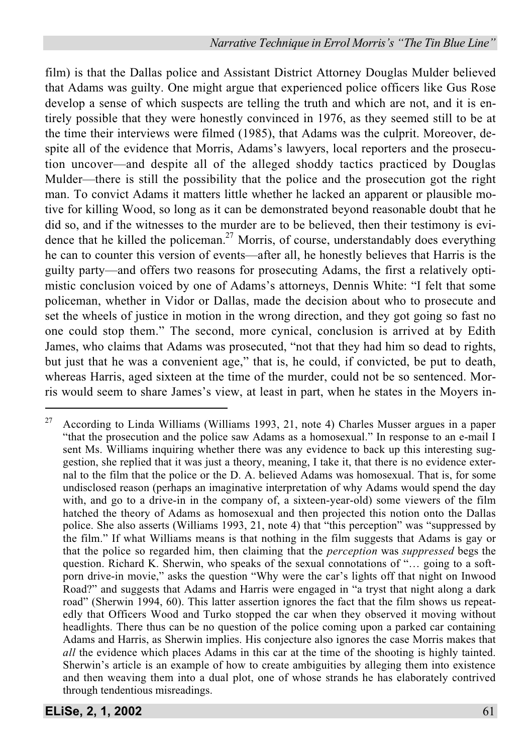film) is that the Dallas police and Assistant District Attorney Douglas Mulder believed that Adams was guilty. One might argue that experienced police officers like Gus Rose develop a sense of which suspects are telling the truth and which are not, and it is entirely possible that they were honestly convinced in 1976, as they seemed still to be at the time their interviews were filmed (1985), that Adams was the culprit. Moreover, despite all of the evidence that Morris, Adams's lawyers, local reporters and the prosecution uncover—and despite all of the alleged shoddy tactics practiced by Douglas Mulder—there is still the possibility that the police and the prosecution got the right man. To convict Adams it matters little whether he lacked an apparent or plausible motive for killing Wood, so long as it can be demonstrated beyond reasonable doubt that he did so, and if the witnesses to the murder are to be believed, then their testimony is evidence that he killed the policeman.[27] Morris, of course, understandably does everything he can to counter this version of events—after all, he honestly believes that Harris is the guilty party—and offers two reasons for prosecuting Adams, the first a relatively optimistic conclusion voiced by one of Adams's attorneys, Dennis White: "I felt that some policeman, whether in Vidor or Dallas, made the decision about who to prosecute and set the wheels of justice in motion in the wrong direction, and they got going so fast no one could stop them." The second, more cynical, conclusion is arrived at by Edith James, who claims that Adams was prosecuted, "not that they had him so dead to rights, but just that he was a convenient age," that is, he could, if convicted, be put to death, whereas Harris, aged sixteen at the time of the murder, could not be so sentenced. Morris would seem to share James's view, at least in part, when he states in the Moyers in-

---

[27] According to Linda Williams (Williams 1993, 21, note 4) Charles Musser argues in a paper "that the prosecution and the police saw Adams as a homosexual." In response to an e-mail I sent Ms. Williams inquiring whether there was any evidence to back up this interesting suggestion, she replied that it was just a theory, meaning, I take it, that there is no evidence external to the film that the police or the D. A. believed Adams was homosexual. That is, for some undisclosed reason (perhaps an imaginative interpretation of why Adams would spend the day with, and go to a drive-in in the company of, a sixteen-year-old) some viewers of the film hatched the theory of Adams as homosexual and then projected this notion onto the Dallas police. She also asserts (Williams 1993, 21, note 4) that "this perception" was "suppressed by the film." If what Williams means is that nothing in the film suggests that Adams is gay or that the police so regarded him, then claiming that the *perception* was *suppressed* begs the question. Richard K. Sherwin, who speaks of the sexual connotations of "… going to a soft-porn drive-in movie," asks the question "Why were the car's lights off that night on Inwood Road?" and suggests that Adams and Harris were engaged in "a tryst that night along a dark road" (Sherwin 1994, 60). This latter assertion ignores the fact that the film shows us repeatedly that Officers Wood and Turko stopped the car when they observed it moving without headlights. There thus can be no question of the police coming upon a parked car containing Adams and Harris, as Sherwin implies. His conjecture also ignores the case Morris makes that *all* the evidence which places Adams in this car at the time of the shooting is highly tainted. Sherwin's article is an example of how to create ambiguities by alleging them into existence and then weaving them into a dual plot, one of whose strands he has elaborately contrived through tendentious misreadings.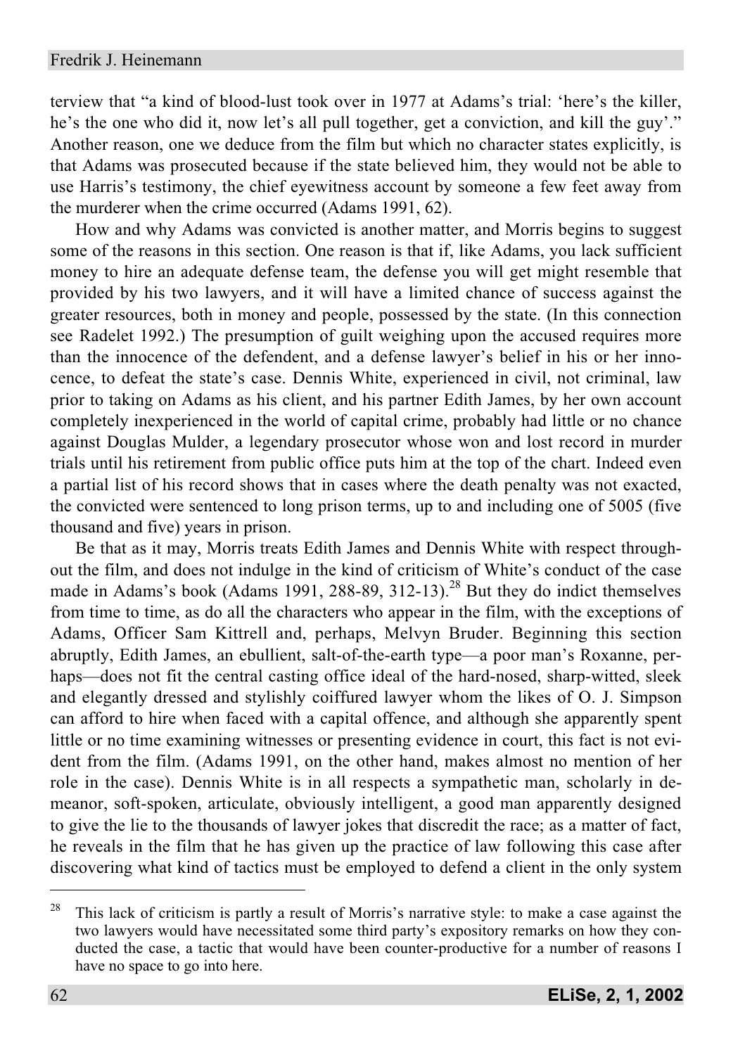terview that "a kind of blood-lust took over in 1977 at Adams's trial: 'here's the killer, he's the one who did it, now let's all pull together, get a conviction, and kill the guy'." Another reason, one we deduce from the film but which no character states explicitly, is that Adams was prosecuted because if the state believed him, they would not be able to use Harris's testimony, the chief eyewitness account by someone a few feet away from the murderer when the crime occurred (Adams 1991, 62).

How and why Adams was convicted is another matter, and Morris begins to suggest some of the reasons in this section. One reason is that if, like Adams, you lack sufficient money to hire an adequate defense team, the defense you will get might resemble that provided by his two lawyers, and it will have a limited chance of success against the greater resources, both in money and people, possessed by the state. (In this connection see Radelet 1992.) The presumption of guilt weighing upon the accused requires more than the innocence of the defendent, and a defense lawyer's belief in his or her innocence, to defeat the state's case. Dennis White, experienced in civil, not criminal, law prior to taking on Adams as his client, and his partner Edith James, by her own account completely inexperienced in the world of capital crime, probably had little or no chance against Douglas Mulder, a legendary prosecutor whose won and lost record in murder trials until his retirement from public office puts him at the top of the chart. Indeed even a partial list of his record shows that in cases where the death penalty was not exacted, the convicted were sentenced to long prison terms, up to and including one of 5005 (five thousand and five) years in prison.

Be that as it may, Morris treats Edith James and Dennis White with respect throughout the film, and does not indulge in the kind of criticism of White's conduct of the case made in Adams's book (Adams 1991, 288-89, 312-13).[28] But they do indict themselves from time to time, as do all the characters who appear in the film, with the exceptions of Adams, Officer Sam Kittrell and, perhaps, Melvyn Bruder. Beginning this section abruptly, Edith James, an ebullient, salt-of-the-earth type—a poor man's Roxanne, perhaps—does not fit the central casting office ideal of the hard-nosed, sharp-witted, sleek and elegantly dressed and stylishly coiffured lawyer whom the likes of O. J. Simpson can afford to hire when faced with a capital offence, and although she apparently spent little or no time examining witnesses or presenting evidence in court, this fact is not evident from the film. (Adams 1991, on the other hand, makes almost no mention of her role in the case). Dennis White is in all respects a sympathetic man, scholarly in demeanor, soft-spoken, articulate, obviously intelligent, a good man apparently designed to give the lie to the thousands of lawyer jokes that discredit the race; as a matter of fact, he reveals in the film that he has given up the practice of law following this case after discovering what kind of tactics must be employed to defend a client in the only system

---

[28] This lack of criticism is partly a result of Morris's narrative style: to make a case against the two lawyers would have necessitated some third party's expository remarks on how they conducted the case, a tactic that would have been counter-productive for a number of reasons I have no space to go into here.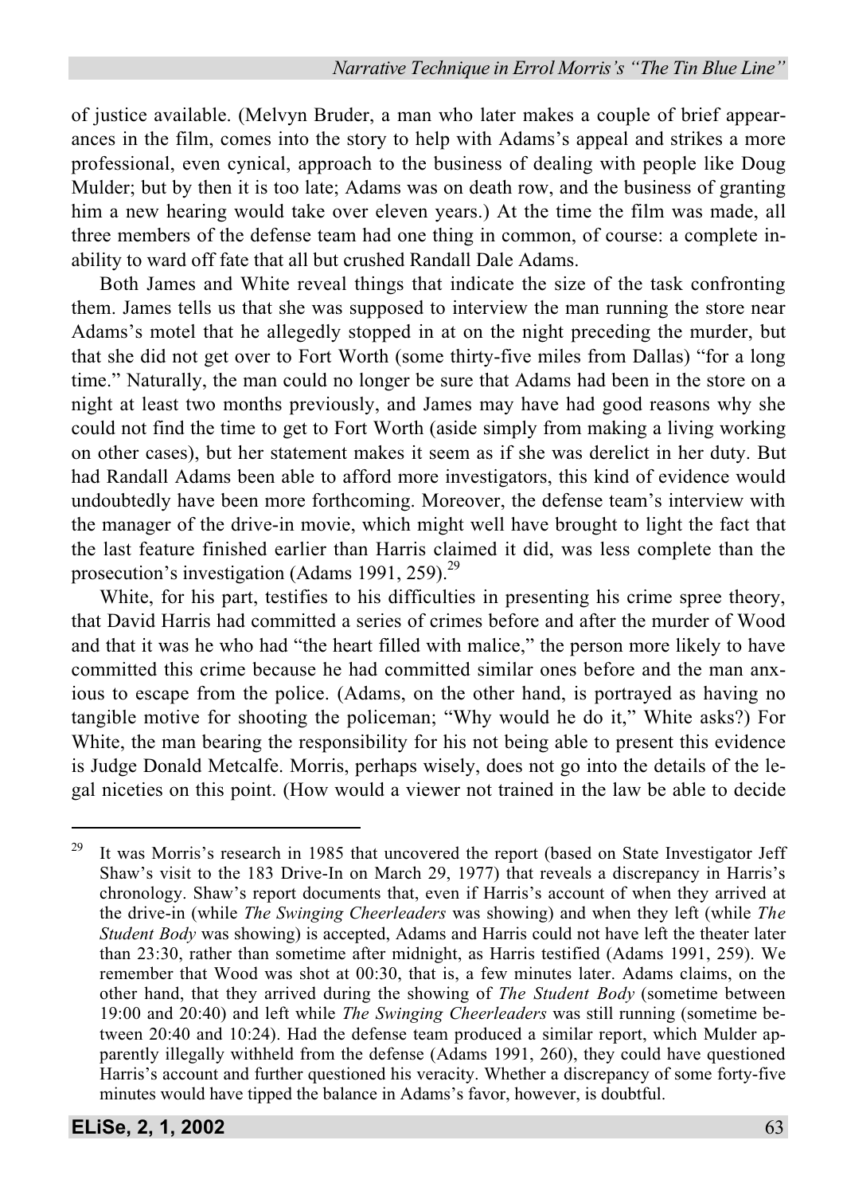of justice available. (Melvyn Bruder, a man who later makes a couple of brief appearances in the film, comes into the story to help with Adams's appeal and strikes a more professional, even cynical, approach to the business of dealing with people like Doug Mulder; but by then it is too late; Adams was on death row, and the business of granting him a new hearing would take over eleven years.) At the time the film was made, all three members of the defense team had one thing in common, of course: a complete inability to ward off fate that all but crushed Randall Dale Adams.

Both James and White reveal things that indicate the size of the task confronting them. James tells us that she was supposed to interview the man running the store near Adams's motel that he allegedly stopped in at on the night preceding the murder, but that she did not get over to Fort Worth (some thirty-five miles from Dallas) "for a long time." Naturally, the man could no longer be sure that Adams had been in the store on a night at least two months previously, and James may have had good reasons why she could not find the time to get to Fort Worth (aside simply from making a living working on other cases), but her statement makes it seem as if she was derelict in her duty. But had Randall Adams been able to afford more investigators, this kind of evidence would undoubtedly have been more forthcoming. Moreover, the defense team's interview with the manager of the drive-in movie, which might well have brought to light the fact that the last feature finished earlier than Harris claimed it did, was less complete than the prosecution's investigation (Adams 1991, 259).[29]

White, for his part, testifies to his difficulties in presenting his crime spree theory, that David Harris had committed a series of crimes before and after the murder of Wood and that it was he who had "the heart filled with malice," the person more likely to have committed this crime because he had committed similar ones before and the man anxious to escape from the police. (Adams, on the other hand, is portrayed as having no tangible motive for shooting the policeman; "Why would he do it," White asks?) For White, the man bearing the responsibility for his not being able to present this evidence is Judge Donald Metcalfe. Morris, perhaps wisely, does not go into the details of the legal niceties on this point. (How would a viewer not trained in the law be able to decide

---

[29] It was Morris's research in 1985 that uncovered the report (based on State Investigator Jeff Shaw's visit to the 183 Drive-In on March 29, 1977) that reveals a discrepancy in Harris's chronology. Shaw's report documents that, even if Harris's account of when they arrived at the drive-in (while *The Swinging Cheerleaders* was showing) and when they left (while *The Student Body* was showing) is accepted, Adams and Harris could not have left the theater later than 23:30, rather than sometime after midnight, as Harris testified (Adams 1991, 259). We remember that Wood was shot at 00:30, that is, a few minutes later. Adams claims, on the other hand, that they arrived during the showing of *The Student Body* (sometime between 19:00 and 20:40) and left while *The Swinging Cheerleaders* was still running (sometime between 20:40 and 10:24). Had the defense team produced a similar report, which Mulder apparently illegally withheld from the defense (Adams 1991, 260), they could have questioned Harris's account and further questioned his veracity. Whether a discrepancy of some forty-five minutes would have tipped the balance in Adams's favor, however, is doubtful.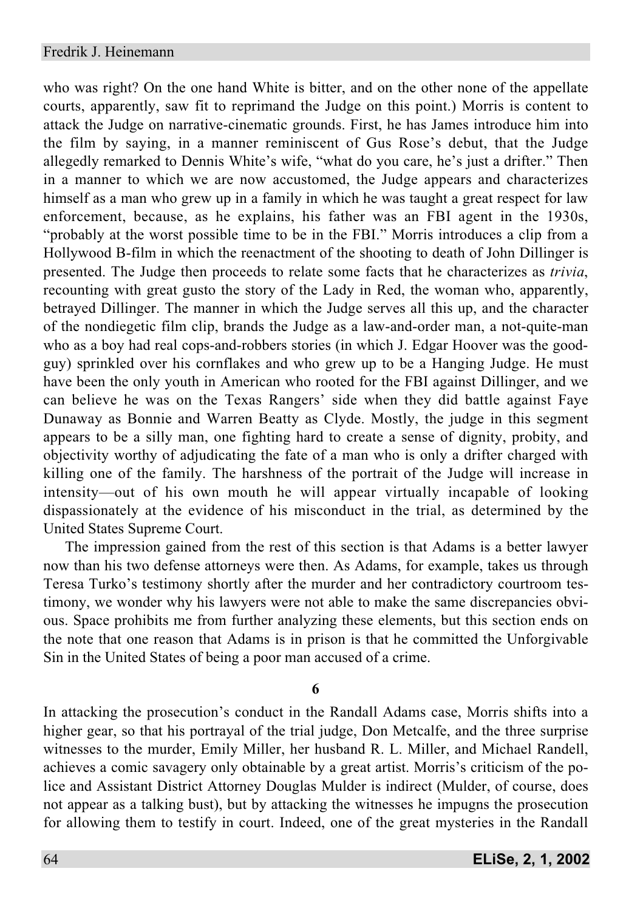who was right? On the one hand White is bitter, and on the other none of the appellate courts, apparently, saw fit to reprimand the Judge on this point.) Morris is content to attack the Judge on narrative-cinematic grounds. First, he has James introduce him into the film by saying, in a manner reminiscent of Gus Rose's debut, that the Judge allegedly remarked to Dennis White's wife, "what do you care, he's just a drifter." Then in a manner to which we are now accustomed, the Judge appears and characterizes himself as a man who grew up in a family in which he was taught a great respect for law enforcement, because, as he explains, his father was an FBI agent in the 1930s, "probably at the worst possible time to be in the FBI." Morris introduces a clip from a Hollywood B-film in which the reenactment of the shooting to death of John Dillinger is presented. The Judge then proceeds to relate some facts that he characterizes as *trivia*, recounting with great gusto the story of the Lady in Red, the woman who, apparently, betrayed Dillinger. The manner in which the Judge serves all this up, and the character of the nondiegetic film clip, brands the Judge as a law-and-order man, a not-quite-man who as a boy had real cops-and-robbers stories (in which J. Edgar Hoover was the good-guy) sprinkled over his cornflakes and who grew up to be a Hanging Judge. He must have been the only youth in American who rooted for the FBI against Dillinger, and we can believe he was on the Texas Rangers' side when they did battle against Faye Dunaway as Bonnie and Warren Beatty as Clyde. Mostly, the judge in this segment appears to be a silly man, one fighting hard to create a sense of dignity, probity, and objectivity worthy of adjudicating the fate of a man who is only a drifter charged with killing one of the family. The harshness of the portrait of the Judge will increase in intensity—out of his own mouth he will appear virtually incapable of looking dispassionately at the evidence of his misconduct in the trial, as determined by the United States Supreme Court.

The impression gained from the rest of this section is that Adams is a better lawyer now than his two defense attorneys were then. As Adams, for example, takes us through Teresa Turko's testimony shortly after the murder and her contradictory courtroom testimony, we wonder why his lawyers were not able to make the same discrepancies obvious. Space prohibits me from further analyzing these elements, but this section ends on the note that one reason that Adams is in prison is that he committed the Unforgivable Sin in the United States of being a poor man accused of a crime.

## 6

In attacking the prosecution's conduct in the Randall Adams case, Morris shifts into a higher gear, so that his portrayal of the trial judge, Don Metcalfe, and the three surprise witnesses to the murder, Emily Miller, her husband R. L. Miller, and Michael Randell, achieves a comic savagery only obtainable by a great artist. Morris's criticism of the police and Assistant District Attorney Douglas Mulder is indirect (Mulder, of course, does not appear as a talking bust), but by attacking the witnesses he impugns the prosecution for allowing them to testify in court. Indeed, one of the great mysteries in the Randall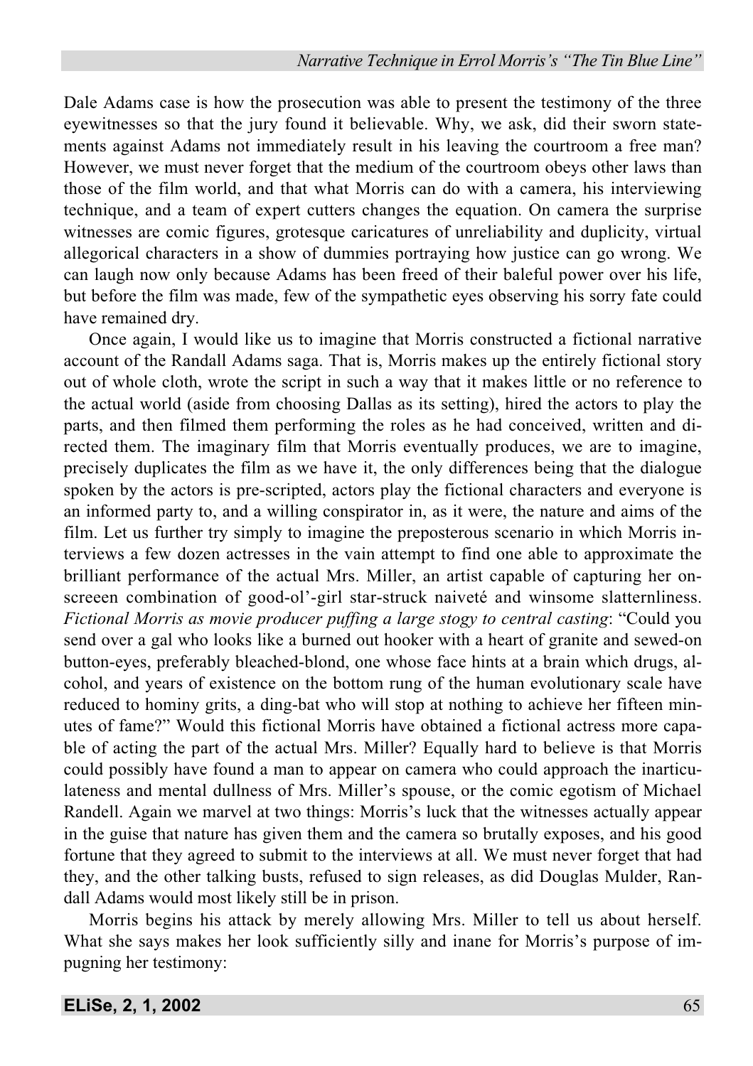Dale Adams case is how the prosecution was able to present the testimony of the three eyewitnesses so that the jury found it believable. Why, we ask, did their sworn statements against Adams not immediately result in his leaving the courtroom a free man? However, we must never forget that the medium of the courtroom obeys other laws than those of the film world, and that what Morris can do with a camera, his interviewing technique, and a team of expert cutters changes the equation. On camera the surprise witnesses are comic figures, grotesque caricatures of unreliability and duplicity, virtual allegorical characters in a show of dummies portraying how justice can go wrong. We can laugh now only because Adams has been freed of their baleful power over his life, but before the film was made, few of the sympathetic eyes observing his sorry fate could have remained dry.

Once again, I would like us to imagine that Morris constructed a fictional narrative account of the Randall Adams saga. That is, Morris makes up the entirely fictional story out of whole cloth, wrote the script in such a way that it makes little or no reference to the actual world (aside from choosing Dallas as its setting), hired the actors to play the parts, and then filmed them performing the roles as he had conceived, written and directed them. The imaginary film that Morris eventually produces, we are to imagine, precisely duplicates the film as we have it, the only differences being that the dialogue spoken by the actors is pre-scripted, actors play the fictional characters and everyone is an informed party to, and a willing conspirator in, as it were, the nature and aims of the film. Let us further try simply to imagine the preposterous scenario in which Morris interviews a few dozen actresses in the vain attempt to find one able to approximate the brilliant performance of the actual Mrs. Miller, an artist capable of capturing her on-screeen combination of good-ol'-girl star-struck naiveté and winsome slatternliness. *Fictional Morris as movie producer puffing a large stogy to central casting*: "Could you send over a gal who looks like a burned out hooker with a heart of granite and sewed-on button-eyes, preferably bleached-blond, one whose face hints at a brain which drugs, alcohol, and years of existence on the bottom rung of the human evolutionary scale have reduced to hominy grits, a ding-bat who will stop at nothing to achieve her fifteen minutes of fame?" Would this fictional Morris have obtained a fictional actress more capable of acting the part of the actual Mrs. Miller? Equally hard to believe is that Morris could possibly have found a man to appear on camera who could approach the inarticulateness and mental dullness of Mrs. Miller's spouse, or the comic egotism of Michael Randell. Again we marvel at two things: Morris's luck that the witnesses actually appear in the guise that nature has given them and the camera so brutally exposes, and his good fortune that they agreed to submit to the interviews at all. We must never forget that had they, and the other talking busts, refused to sign releases, as did Douglas Mulder, Randall Adams would most likely still be in prison.

Morris begins his attack by merely allowing Mrs. Miller to tell us about herself. What she says makes her look sufficiently silly and inane for Morris's purpose of impugning her testimony: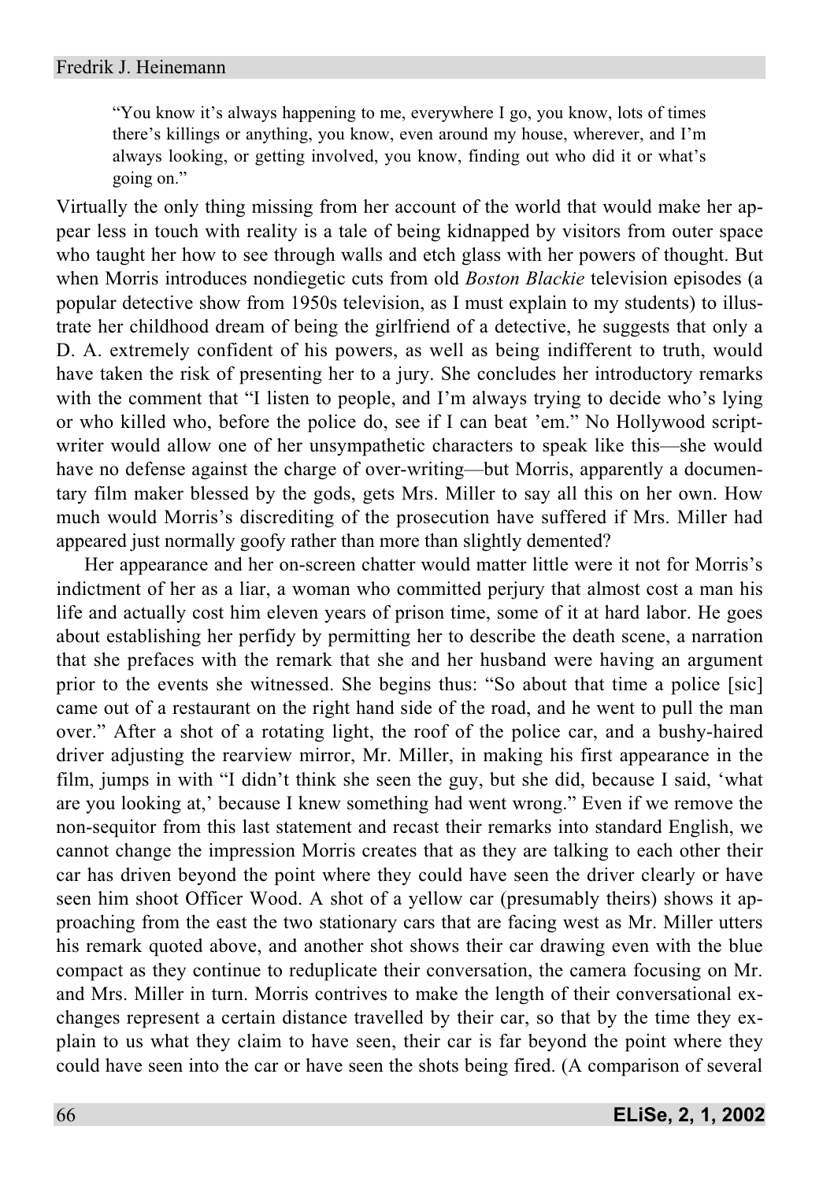> "You know it's always happening to me, everywhere I go, you know, lots of times there's killings or anything, you know, even around my house, wherever, and I'm always looking, or getting involved, you know, finding out who did it or what's going on."

Virtually the only thing missing from her account of the world that would make her appear less in touch with reality is a tale of being kidnapped by visitors from outer space who taught her how to see through walls and etch glass with her powers of thought. But when Morris introduces nondiegetic cuts from old *Boston Blackie* television episodes (a popular detective show from 1950s television, as I must explain to my students) to illustrate her childhood dream of being the girlfriend of a detective, he suggests that only a D. A. extremely confident of his powers, as well as being indifferent to truth, would have taken the risk of presenting her to a jury. She concludes her introductory remarks with the comment that "I listen to people, and I'm always trying to decide who's lying or who killed who, before the police do, see if I can beat 'em." No Hollywood scriptwriter would allow one of her unsympathetic characters to speak like this—she would have no defense against the charge of over-writing—but Morris, apparently a documentary film maker blessed by the gods, gets Mrs. Miller to say all this on her own. How much would Morris's discrediting of the prosecution have suffered if Mrs. Miller had appeared just normally goofy rather than more than slightly demented?

Her appearance and her on-screen chatter would matter little were it not for Morris's indictment of her as a liar, a woman who committed perjury that almost cost a man his life and actually cost him eleven years of prison time, some of it at hard labor. He goes about establishing her perfidy by permitting her to describe the death scene, a narration that she prefaces with the remark that she and her husband were having an argument prior to the events she witnessed. She begins thus: "So about that time a police [sic] came out of a restaurant on the right hand side of the road, and he went to pull the man over." After a shot of a rotating light, the roof of the police car, and a bushy-haired driver adjusting the rearview mirror, Mr. Miller, in making his first appearance in the film, jumps in with "I didn't think she seen the guy, but she did, because I said, 'what are you looking at,' because I knew something had went wrong." Even if we remove the non-sequitor from this last statement and recast their remarks into standard English, we cannot change the impression Morris creates that as they are talking to each other their car has driven beyond the point where they could have seen the driver clearly or have seen him shoot Officer Wood. A shot of a yellow car (presumably theirs) shows it approaching from the east the two stationary cars that are facing west as Mr. Miller utters his remark quoted above, and another shot shows their car drawing even with the blue compact as they continue to reduplicate their conversation, the camera focusing on Mr. and Mrs. Miller in turn. Morris contrives to make the length of their conversational exchanges represent a certain distance travelled by their car, so that by the time they explain to us what they claim to have seen, their car is far beyond the point where they could have seen into the car or have seen the shots being fired. (A comparison of several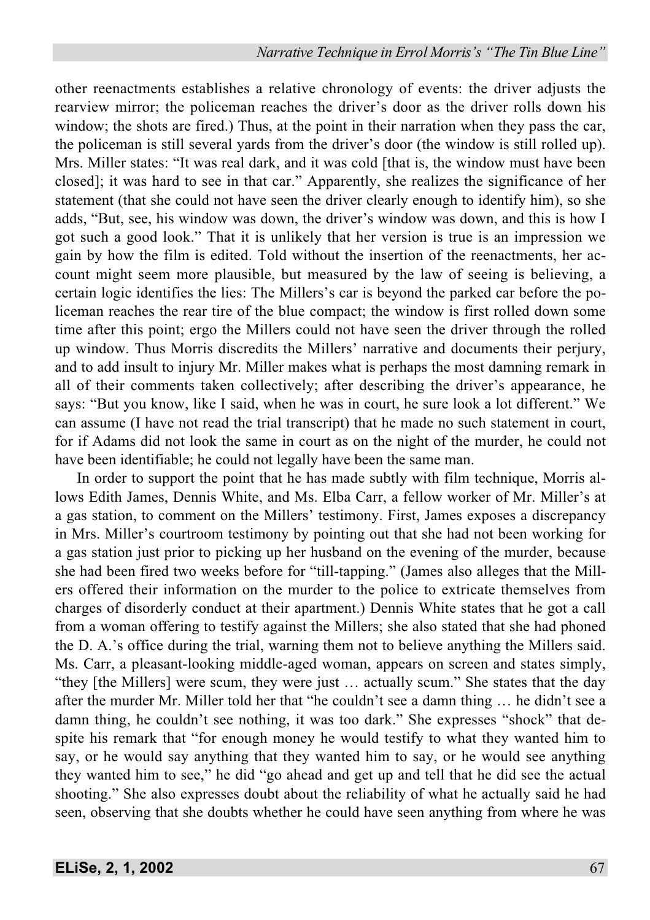other reenactments establishes a relative chronology of events: the driver adjusts the rearview mirror; the policeman reaches the driver's door as the driver rolls down his window; the shots are fired.) Thus, at the point in their narration when they pass the car, the policeman is still several yards from the driver's door (the window is still rolled up). Mrs. Miller states: "It was real dark, and it was cold [that is, the window must have been closed]; it was hard to see in that car." Apparently, she realizes the significance of her statement (that she could not have seen the driver clearly enough to identify him), so she adds, "But, see, his window was down, the driver's window was down, and this is how I got such a good look." That it is unlikely that her version is true is an impression we gain by how the film is edited. Told without the insertion of the reenactments, her account might seem more plausible, but measured by the law of seeing is believing, a certain logic identifies the lies: The Millers's car is beyond the parked car before the policeman reaches the rear tire of the blue compact; the window is first rolled down some time after this point; ergo the Millers could not have seen the driver through the rolled up window. Thus Morris discredits the Millers' narrative and documents their perjury, and to add insult to injury Mr. Miller makes what is perhaps the most damning remark in all of their comments taken collectively; after describing the driver's appearance, he says: "But you know, like I said, when he was in court, he sure look a lot different." We can assume (I have not read the trial transcript) that he made no such statement in court, for if Adams did not look the same in court as on the night of the murder, he could not have been identifiable; he could not legally have been the same man.

In order to support the point that he has made subtly with film technique, Morris allows Edith James, Dennis White, and Ms. Elba Carr, a fellow worker of Mr. Miller's at a gas station, to comment on the Millers' testimony. First, James exposes a discrepancy in Mrs. Miller's courtroom testimony by pointing out that she had not been working for a gas station just prior to picking up her husband on the evening of the murder, because she had been fired two weeks before for "till-tapping." (James also alleges that the Millers offered their information on the murder to the police to extricate themselves from charges of disorderly conduct at their apartment.) Dennis White states that he got a call from a woman offering to testify against the Millers; she also stated that she had phoned the D. A.'s office during the trial, warning them not to believe anything the Millers said. Ms. Carr, a pleasant-looking middle-aged woman, appears on screen and states simply, "they [the Millers] were scum, they were just … actually scum." She states that the day after the murder Mr. Miller told her that "he couldn't see a damn thing … he didn't see a damn thing, he couldn't see nothing, it was too dark." She expresses "shock" that despite his remark that "for enough money he would testify to what they wanted him to say, or he would say anything that they wanted him to say, or he would see anything they wanted him to see," he did "go ahead and get up and tell that he did see the actual shooting." She also expresses doubt about the reliability of what he actually said he had seen, observing that she doubts whether he could have seen anything from where he was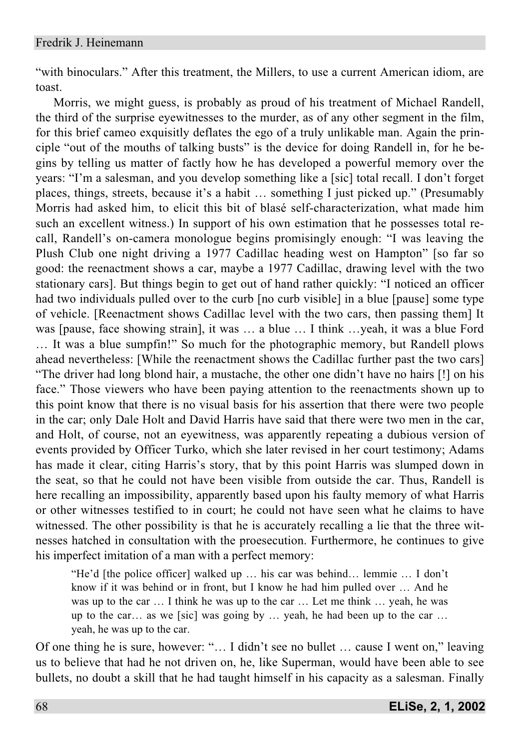"with binoculars." After this treatment, the Millers, to use a current American idiom, are toast.

Morris, we might guess, is probably as proud of his treatment of Michael Randell, the third of the surprise eyewitnesses to the murder, as of any other segment in the film, for this brief cameo exquisitly deflates the ego of a truly unlikable man. Again the principle "out of the mouths of talking busts" is the device for doing Randell in, for he begins by telling us matter of factly how he has developed a powerful memory over the years: "I'm a salesman, and you develop something like a [sic] total recall. I don't forget places, things, streets, because it's a habit … something I just picked up." (Presumably Morris had asked him, to elicit this bit of blasé self-characterization, what made him such an excellent witness.) In support of his own estimation that he possesses total recall, Randell's on-camera monologue begins promisingly enough: "I was leaving the Plush Club one night driving a 1977 Cadillac heading west on Hampton" [so far so good: the reenactment shows a car, maybe a 1977 Cadillac, drawing level with the two stationary cars]. But things begin to get out of hand rather quickly: "I noticed an officer had two individuals pulled over to the curb [no curb visible] in a blue [pause] some type of vehicle. [Reenactment shows Cadillac level with the two cars, then passing them] It was [pause, face showing strain], it was … a blue … I think …yeah, it was a blue Ford … It was a blue sumpfin!" So much for the photographic memory, but Randell plows ahead nevertheless: [While the reenactment shows the Cadillac further past the two cars] "The driver had long blond hair, a mustache, the other one didn't have no hairs [!] on his face." Those viewers who have been paying attention to the reenactments shown up to this point know that there is no visual basis for his assertion that there were two people in the car; only Dale Holt and David Harris have said that there were two men in the car, and Holt, of course, not an eyewitness, was apparently repeating a dubious version of events provided by Officer Turko, which she later revised in her court testimony; Adams has made it clear, citing Harris's story, that by this point Harris was slumped down in the seat, so that he could not have been visible from outside the car. Thus, Randell is here recalling an impossibility, apparently based upon his faulty memory of what Harris or other witnesses testified to in court; he could not have seen what he claims to have witnessed. The other possibility is that he is accurately recalling a lie that the three witnesses hatched in consultation with the proesecution. Furthermore, he continues to give his imperfect imitation of a man with a perfect memory:

> "He'd [the police officer] walked up … his car was behind… lemmie … I don't know if it was behind or in front, but I know he had him pulled over … And he was up to the car … I think he was up to the car … Let me think … yeah, he was up to the car… as we [sic] was going by … yeah, he had been up to the car … yeah, he was up to the car.

Of one thing he is sure, however: "… I didn't see no bullet … cause I went on," leaving us to believe that had he not driven on, he, like Superman, would have been able to see bullets, no doubt a skill that he had taught himself in his capacity as a salesman. Finally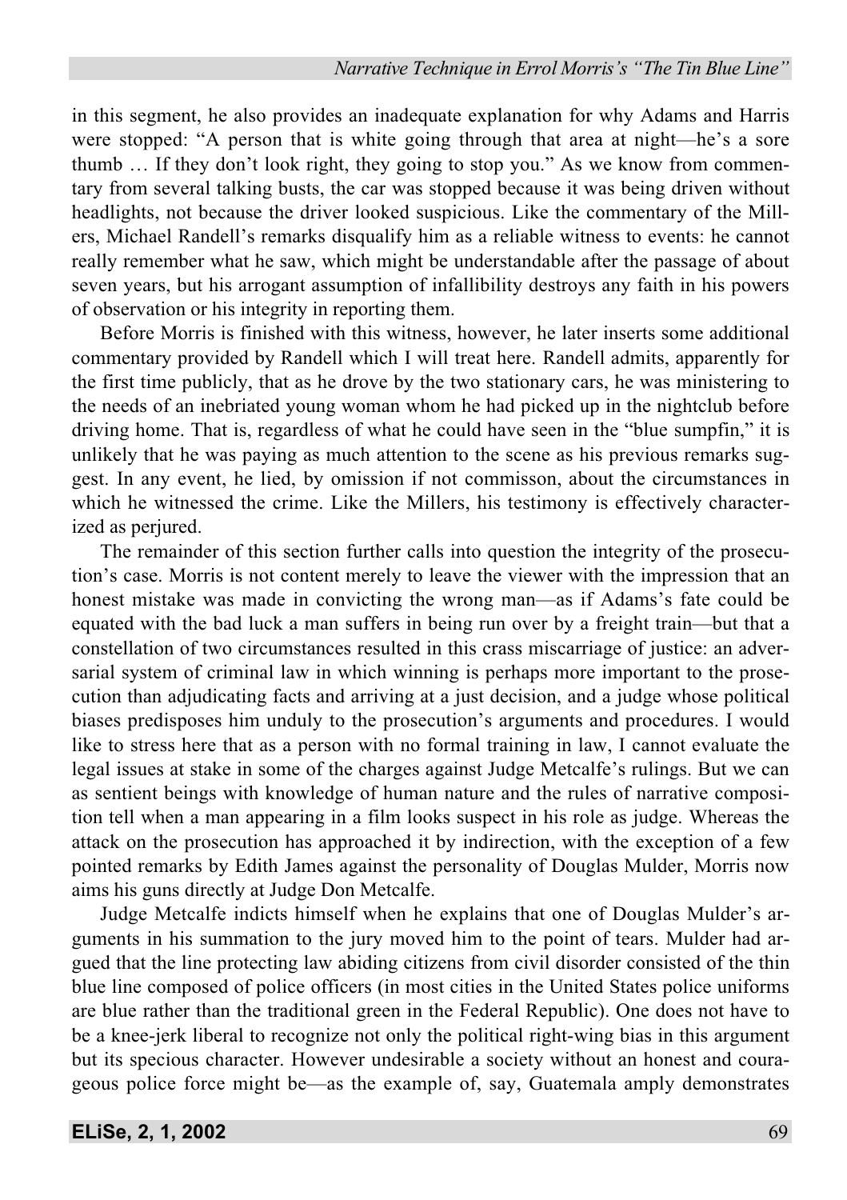in this segment, he also provides an inadequate explanation for why Adams and Harris were stopped: "A person that is white going through that area at night—he's a sore thumb … If they don't look right, they going to stop you." As we know from commentary from several talking busts, the car was stopped because it was being driven without headlights, not because the driver looked suspicious. Like the commentary of the Millers, Michael Randell's remarks disqualify him as a reliable witness to events: he cannot really remember what he saw, which might be understandable after the passage of about seven years, but his arrogant assumption of infallibility destroys any faith in his powers of observation or his integrity in reporting them.

Before Morris is finished with this witness, however, he later inserts some additional commentary provided by Randell which I will treat here. Randell admits, apparently for the first time publicly, that as he drove by the two stationary cars, he was ministering to the needs of an inebriated young woman whom he had picked up in the nightclub before driving home. That is, regardless of what he could have seen in the "blue sumpfin," it is unlikely that he was paying as much attention to the scene as his previous remarks suggest. In any event, he lied, by omission if not commisson, about the circumstances in which he witnessed the crime. Like the Millers, his testimony is effectively characterized as perjured.

The remainder of this section further calls into question the integrity of the prosecution's case. Morris is not content merely to leave the viewer with the impression that an honest mistake was made in convicting the wrong man—as if Adams's fate could be equated with the bad luck a man suffers in being run over by a freight train—but that a constellation of two circumstances resulted in this crass miscarriage of justice: an adversarial system of criminal law in which winning is perhaps more important to the prosecution than adjudicating facts and arriving at a just decision, and a judge whose political biases predisposes him unduly to the prosecution's arguments and procedures. I would like to stress here that as a person with no formal training in law, I cannot evaluate the legal issues at stake in some of the charges against Judge Metcalfe's rulings. But we can as sentient beings with knowledge of human nature and the rules of narrative composition tell when a man appearing in a film looks suspect in his role as judge. Whereas the attack on the prosecution has approached it by indirection, with the exception of a few pointed remarks by Edith James against the personality of Douglas Mulder, Morris now aims his guns directly at Judge Don Metcalfe.

Judge Metcalfe indicts himself when he explains that one of Douglas Mulder's arguments in his summation to the jury moved him to the point of tears. Mulder had argued that the line protecting law abiding citizens from civil disorder consisted of the thin blue line composed of police officers (in most cities in the United States police uniforms are blue rather than the traditional green in the Federal Republic). One does not have to be a knee-jerk liberal to recognize not only the political right-wing bias in this argument but its specious character. However undesirable a society without an honest and courageous police force might be—as the example of, say, Guatemala amply demonstrates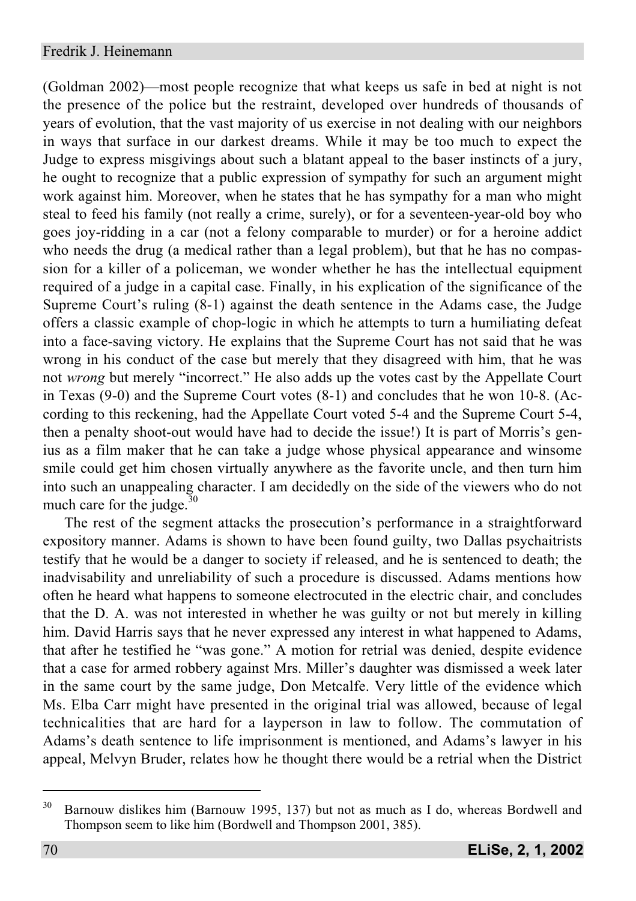(Goldman 2002)—most people recognize that what keeps us safe in bed at night is not the presence of the police but the restraint, developed over hundreds of thousands of years of evolution, that the vast majority of us exercise in not dealing with our neighbors in ways that surface in our darkest dreams. While it may be too much to expect the Judge to express misgivings about such a blatant appeal to the baser instincts of a jury, he ought to recognize that a public expression of sympathy for such an argument might work against him. Moreover, when he states that he has sympathy for a man who might steal to feed his family (not really a crime, surely), or for a seventeen-year-old boy who goes joy-ridding in a car (not a felony comparable to murder) or for a heroine addict who needs the drug (a medical rather than a legal problem), but that he has no compassion for a killer of a policeman, we wonder whether he has the intellectual equipment required of a judge in a capital case. Finally, in his explication of the significance of the Supreme Court's ruling (8-1) against the death sentence in the Adams case, the Judge offers a classic example of chop-logic in which he attempts to turn a humiliating defeat into a face-saving victory. He explains that the Supreme Court has not said that he was wrong in his conduct of the case but merely that they disagreed with him, that he was not *wrong* but merely "incorrect." He also adds up the votes cast by the Appellate Court in Texas (9-0) and the Supreme Court votes (8-1) and concludes that he won 10-8. (According to this reckoning, had the Appellate Court voted 5-4 and the Supreme Court 5-4, then a penalty shoot-out would have had to decide the issue!) It is part of Morris's genius as a film maker that he can take a judge whose physical appearance and winsome smile could get him chosen virtually anywhere as the favorite uncle, and then turn him into such an unappealing character. I am decidedly on the side of the viewers who do not much care for the judge.[30]

The rest of the segment attacks the prosecution's performance in a straightforward expository manner. Adams is shown to have been found guilty, two Dallas psychaitrists testify that he would be a danger to society if released, and he is sentenced to death; the inadvisability and unreliability of such a procedure is discussed. Adams mentions how often he heard what happens to someone electrocuted in the electric chair, and concludes that the D. A. was not interested in whether he was guilty or not but merely in killing him. David Harris says that he never expressed any interest in what happened to Adams, that after he testified he "was gone." A motion for retrial was denied, despite evidence that a case for armed robbery against Mrs. Miller's daughter was dismissed a week later in the same court by the same judge, Don Metcalfe. Very little of the evidence which Ms. Elba Carr might have presented in the original trial was allowed, because of legal technicalities that are hard for a layperson in law to follow. The commutation of Adams's death sentence to life imprisonment is mentioned, and Adams's lawyer in his appeal, Melvyn Bruder, relates how he thought there would be a retrial when the District

---

[30] Barnouw dislikes him (Barnouw 1995, 137) but not as much as I do, whereas Bordwell and Thompson seem to like him (Bordwell and Thompson 2001, 385).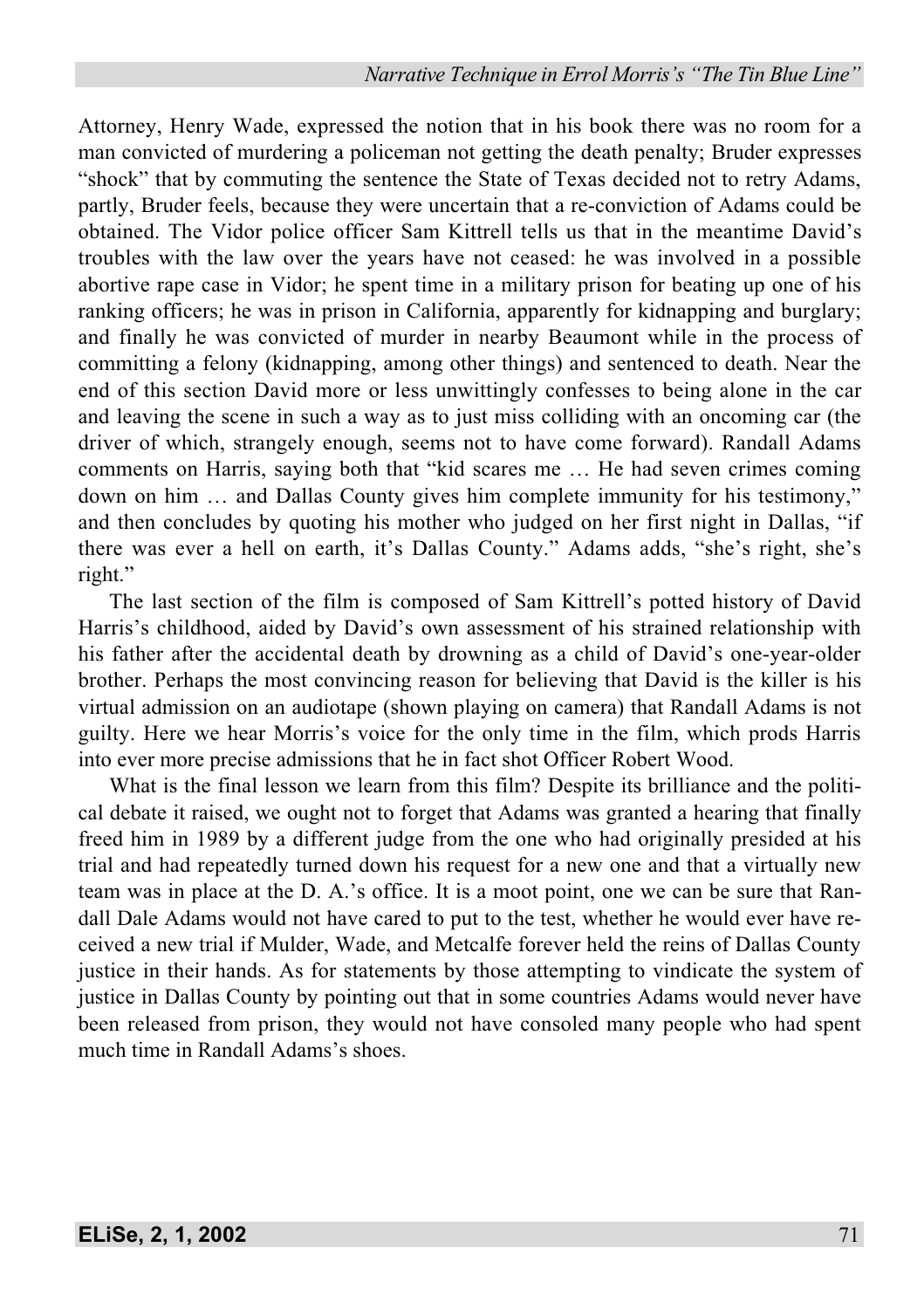Attorney, Henry Wade, expressed the notion that in his book there was no room for a man convicted of murdering a policeman not getting the death penalty; Bruder expresses "shock" that by commuting the sentence the State of Texas decided not to retry Adams, partly, Bruder feels, because they were uncertain that a re-conviction of Adams could be obtained. The Vidor police officer Sam Kittrell tells us that in the meantime David's troubles with the law over the years have not ceased: he was involved in a possible abortive rape case in Vidor; he spent time in a military prison for beating up one of his ranking officers; he was in prison in California, apparently for kidnapping and burglary; and finally he was convicted of murder in nearby Beaumont while in the process of committing a felony (kidnapping, among other things) and sentenced to death. Near the end of this section David more or less unwittingly confesses to being alone in the car and leaving the scene in such a way as to just miss colliding with an oncoming car (the driver of which, strangely enough, seems not to have come forward). Randall Adams comments on Harris, saying both that "kid scares me … He had seven crimes coming down on him … and Dallas County gives him complete immunity for his testimony," and then concludes by quoting his mother who judged on her first night in Dallas, "if there was ever a hell on earth, it's Dallas County." Adams adds, "she's right, she's right."

The last section of the film is composed of Sam Kittrell's potted history of David Harris's childhood, aided by David's own assessment of his strained relationship with his father after the accidental death by drowning as a child of David's one-year-older brother. Perhaps the most convincing reason for believing that David is the killer is his virtual admission on an audiotape (shown playing on camera) that Randall Adams is not guilty. Here we hear Morris's voice for the only time in the film, which prods Harris into ever more precise admissions that he in fact shot Officer Robert Wood.

What is the final lesson we learn from this film? Despite its brilliance and the political debate it raised, we ought not to forget that Adams was granted a hearing that finally freed him in 1989 by a different judge from the one who had originally presided at his trial and had repeatedly turned down his request for a new one and that a virtually new team was in place at the D. A.'s office. It is a moot point, one we can be sure that Randall Dale Adams would not have cared to put to the test, whether he would ever have received a new trial if Mulder, Wade, and Metcalfe forever held the reins of Dallas County justice in their hands. As for statements by those attempting to vindicate the system of justice in Dallas County by pointing out that in some countries Adams would never have been released from prison, they would not have consoled many people who had spent much time in Randall Adams's shoes.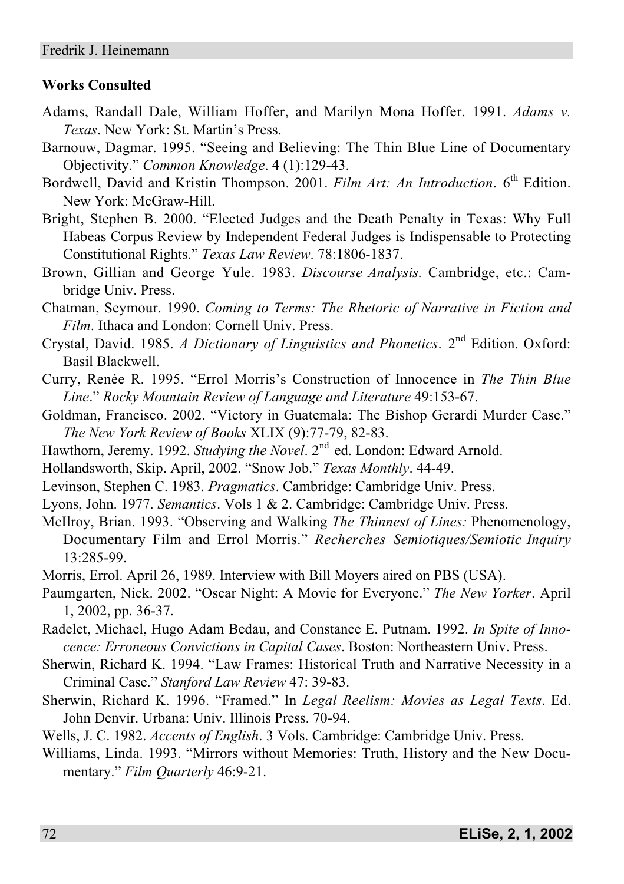### Works Consulted

Adams, Randall Dale, William Hoffer, and Marilyn Mona Hoffer. 1991. *Adams v. Texas*. New York: St. Martin's Press.

Barnouw, Dagmar. 1995. "Seeing and Believing: The Thin Blue Line of Documentary Objectivity." *Common Knowledge*. 4 (1):129-43.

Bordwell, David and Kristin Thompson. 2001. *Film Art: An Introduction*. 6th Edition. New York: McGraw-Hill.

Bright, Stephen B. 2000. "Elected Judges and the Death Penalty in Texas: Why Full Habeas Corpus Review by Independent Federal Judges is Indispensable to Protecting Constitutional Rights." *Texas Law Review*. 78:1806-1837.

Brown, Gillian and George Yule. 1983. *Discourse Analysis*. Cambridge, etc.: Cambridge Univ. Press.

Chatman, Seymour. 1990. *Coming to Terms: The Rhetoric of Narrative in Fiction and Film*. Ithaca and London: Cornell Univ. Press.

Crystal, David. 1985. *A Dictionary of Linguistics and Phonetics*. 2nd Edition. Oxford: Basil Blackwell.

Curry, Renée R. 1995. "Errol Morris's Construction of Innocence in *The Thin Blue Line*." *Rocky Mountain Review of Language and Literature* 49:153-67.

Goldman, Francisco. 2002. "Victory in Guatemala: The Bishop Gerardi Murder Case." *The New York Review of Books* XLIX (9):77-79, 82-83.

Hawthorn, Jeremy. 1992. *Studying the Novel*. 2nd ed. London: Edward Arnold.

Hollandsworth, Skip. April, 2002. "Snow Job." *Texas Monthly*. 44-49.

Levinson, Stephen C. 1983. *Pragmatics*. Cambridge: Cambridge Univ. Press.

Lyons, John. 1977. *Semantics*. Vols 1 & 2. Cambridge: Cambridge Univ. Press.

McIlroy, Brian. 1993. "Observing and Walking *The Thinnest of Lines:* Phenomenology, Documentary Film and Errol Morris." *Recherches Semiotiques/Semiotic Inquiry* 13:285-99.

Morris, Errol. April 26, 1989. Interview with Bill Moyers aired on PBS (USA).

Paumgarten, Nick. 2002. "Oscar Night: A Movie for Everyone." *The New Yorker*. April 1, 2002, pp. 36-37.

Radelet, Michael, Hugo Adam Bedau, and Constance E. Putnam. 1992. *In Spite of Innocence: Erroneous Convictions in Capital Cases*. Boston: Northeastern Univ. Press.

Sherwin, Richard K. 1994. "Law Frames: Historical Truth and Narrative Necessity in a Criminal Case." *Stanford Law Review* 47: 39-83.

Sherwin, Richard K. 1996. "Framed." In *Legal Reelism: Movies as Legal Texts*. Ed. John Denvir. Urbana: Univ. Illinois Press. 70-94.

Wells, J. C. 1982. *Accents of English*. 3 Vols. Cambridge: Cambridge Univ. Press.

Williams, Linda. 1993. "Mirrors without Memories: Truth, History and the New Documentary." *Film Quarterly* 46:9-21.